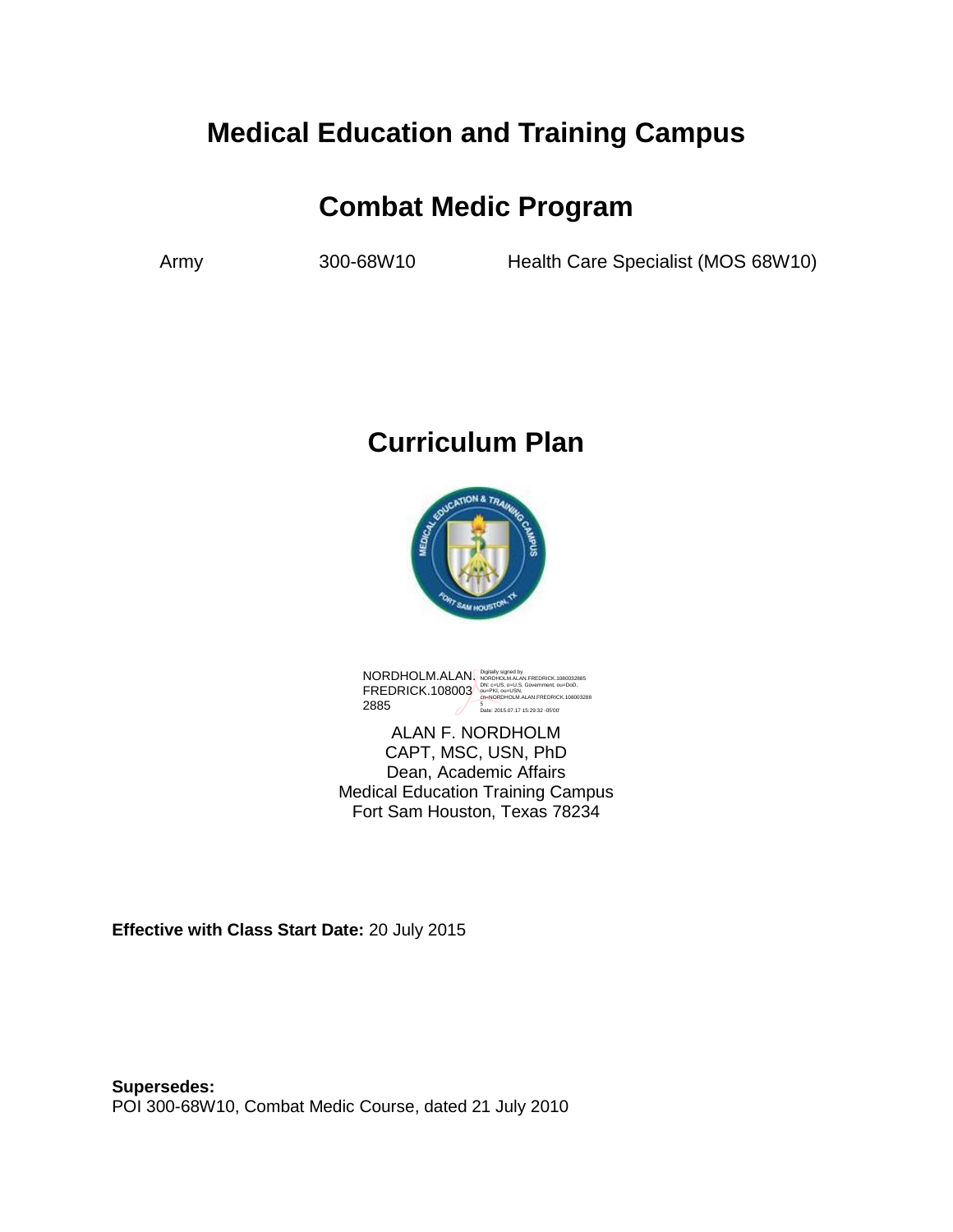# Medical Education and Training Campus

## Combat Medic Program

Army 300-68W10 Health Care Specialist (MOS 68W10)

# Curriculum Plan

NORDHOLM.ALAN.FREDRICK.1080032885

Digitally signed by NORDHOLM.ALAN.FREDRICK.1080032885
DN: c=US, o=U.S. Government, ou=DoD, ou=PKI, ou=USN, cn=NORDHOLM.ALAN.FREDRICK.1080032885
Date: 2015.07.17 15:29:32 -05'00'

ALAN F. NORDHOLM
CAPT, MSC, USN, PhD
Dean, Academic Affairs
Medical Education Training Campus
Fort Sam Houston, Texas 78234

**Effective with Class Start Date:** 20 July 2015

**Supersedes:**
POI 300-68W10, Combat Medic Course, dated 21 July 2010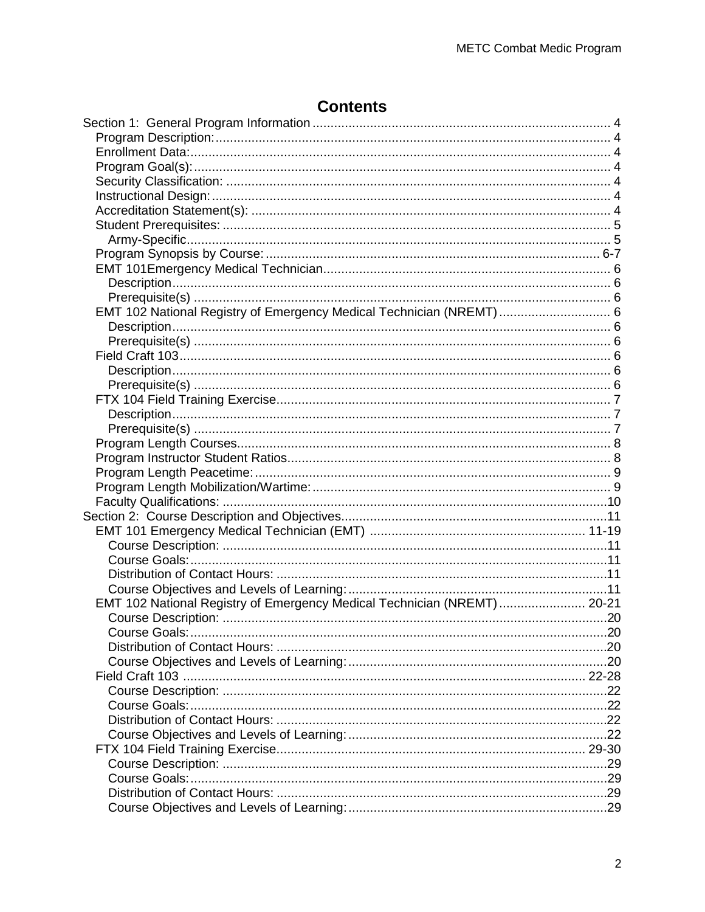# Contents

- Section 1: General Program Information .... 4
  - Program Description: .... 4
  - Enrollment Data: .... 4
  - Program Goal(s): .... 4
  - Security Classification: .... 4
  - Instructional Design: .... 4
  - Accreditation Statement(s): .... 4
  - Student Prerequisites: .... 5
    - Army-Specific .... 5
  - Program Synopsis by Course: .... 6-7
  - EMT 101Emergency Medical Technician .... 6
    - Description .... 6
    - Prerequisite(s) .... 6
  - EMT 102 National Registry of Emergency Medical Technician (NREMT) .... 6
    - Description .... 6
    - Prerequisite(s) .... 6
  - Field Craft 103 .... 6
    - Description .... 6
    - Prerequisite(s) .... 6
  - FTX 104 Field Training Exercise .... 7
    - Description .... 7
    - Prerequisite(s) .... 7
  - Program Length Courses .... 8
  - Program Instructor Student Ratios .... 8
  - Program Length Peacetime: .... 9
  - Program Length Mobilization/Wartime: .... 9
  - Faculty Qualifications: .... 10
- Section 2: Course Description and Objectives .... 11
  - EMT 101 Emergency Medical Technician (EMT) .... 11-19
    - Course Description: .... 11
    - Course Goals: .... 11
    - Distribution of Contact Hours: .... 11
    - Course Objectives and Levels of Learning: .... 11
  - EMT 102 National Registry of Emergency Medical Technician (NREMT) .... 20-21
    - Course Description: .... 20
    - Course Goals: .... 20
    - Distribution of Contact Hours: .... 20
    - Course Objectives and Levels of Learning: .... 20
  - Field Craft 103 .... 22-28
    - Course Description: .... 22
    - Course Goals: .... 22
    - Distribution of Contact Hours: .... 22
    - Course Objectives and Levels of Learning: .... 22
  - FTX 104 Field Training Exercise .... 29-30
    - Course Description: .... 29
    - Course Goals: .... 29
    - Distribution of Contact Hours: .... 29
    - Course Objectives and Levels of Learning: .... 29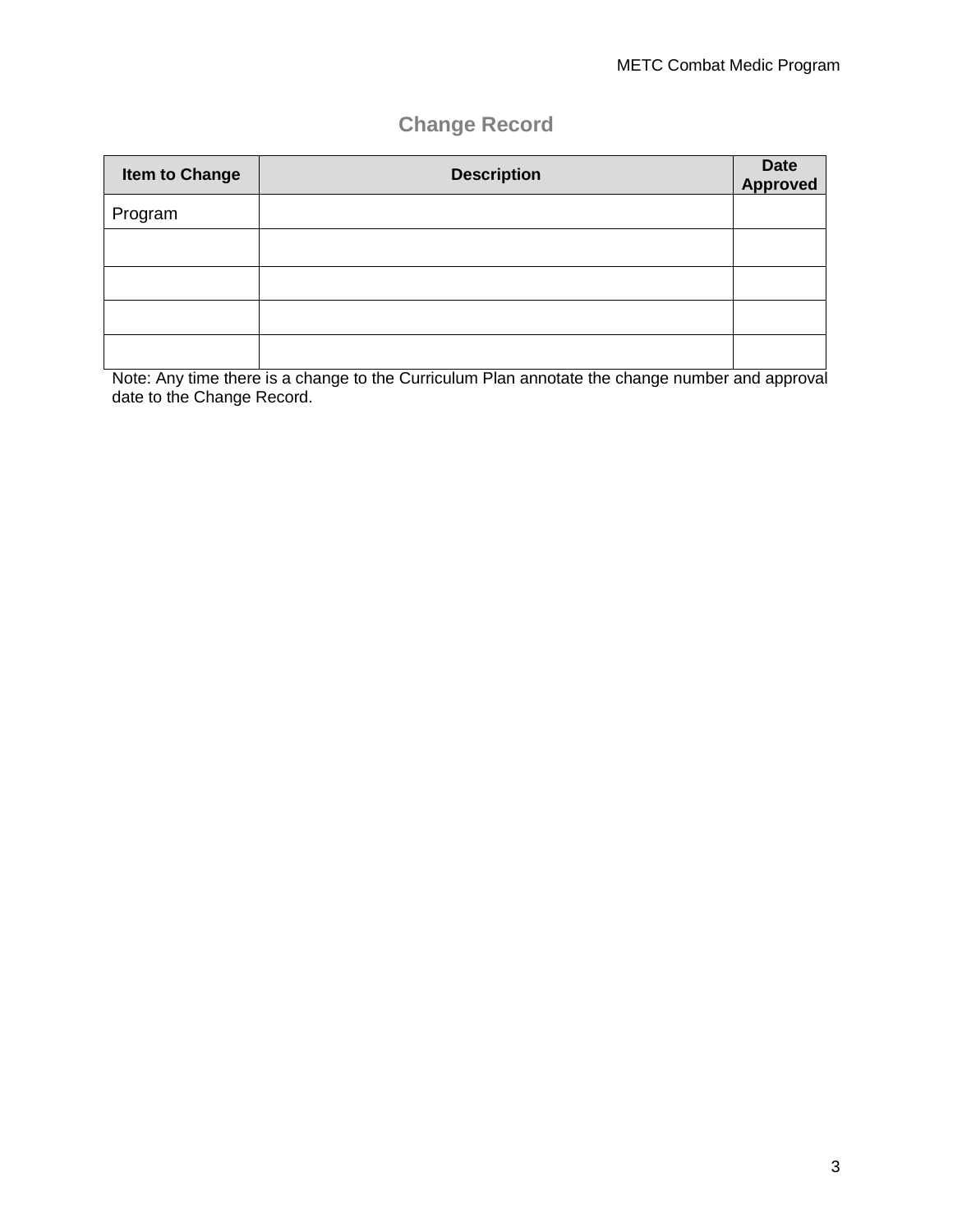## Change Record

| Item to Change | Description | Date Approved |
|---|---|---|
| Program | | |
| | | |
| | | |
| | | |
| | | |

Note: Any time there is a change to the Curriculum Plan annotate the change number and approval date to the Change Record.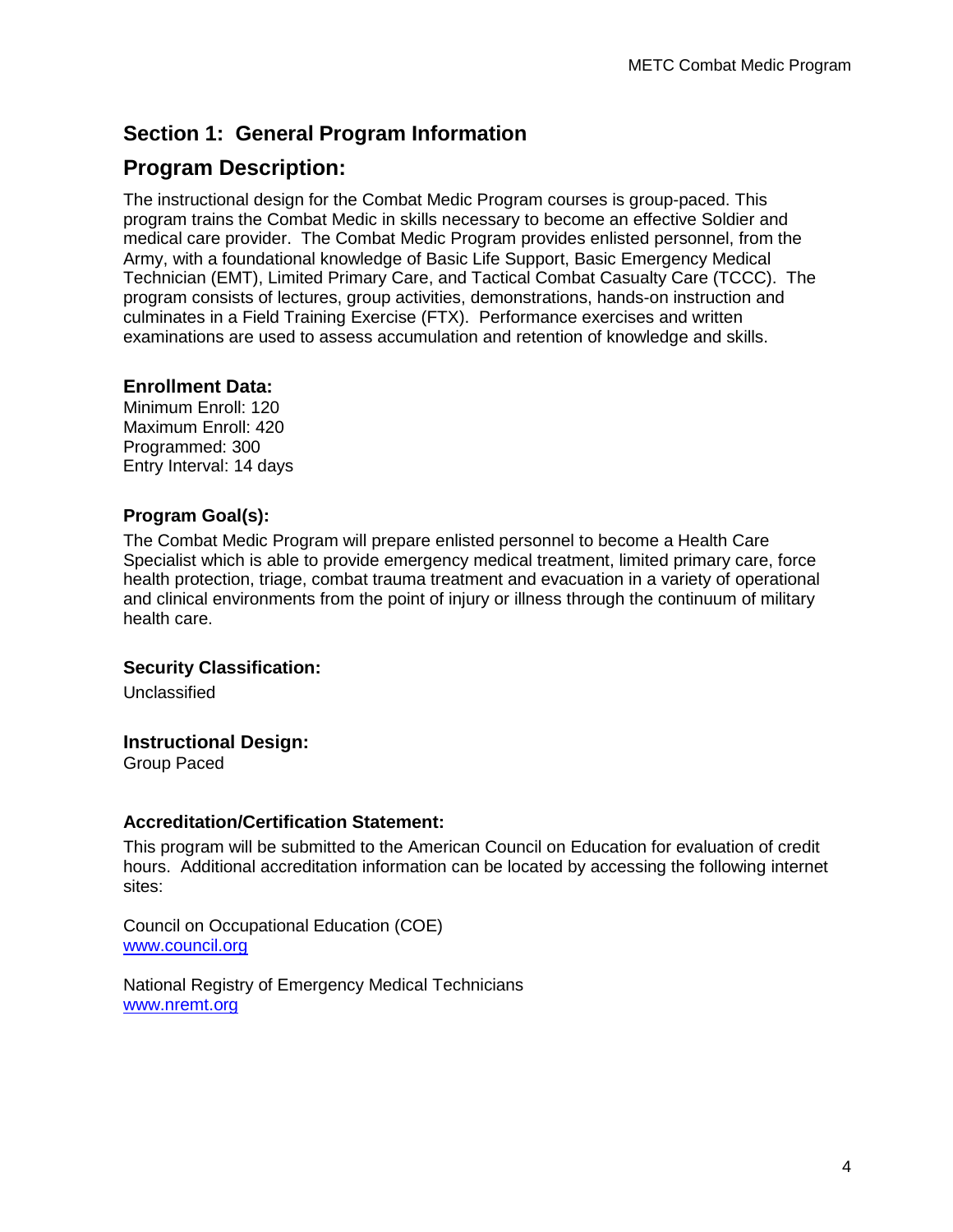## Section 1: General Program Information

## Program Description:

The instructional design for the Combat Medic Program courses is group-paced. This program trains the Combat Medic in skills necessary to become an effective Soldier and medical care provider. The Combat Medic Program provides enlisted personnel, from the Army, with a foundational knowledge of Basic Life Support, Basic Emergency Medical Technician (EMT), Limited Primary Care, and Tactical Combat Casualty Care (TCCC). The program consists of lectures, group activities, demonstrations, hands-on instruction and culminates in a Field Training Exercise (FTX). Performance exercises and written examinations are used to assess accumulation and retention of knowledge and skills.

### Enrollment Data:

Minimum Enroll: 120
Maximum Enroll: 420
Programmed: 300
Entry Interval: 14 days

### Program Goal(s):

The Combat Medic Program will prepare enlisted personnel to become a Health Care Specialist which is able to provide emergency medical treatment, limited primary care, force health protection, triage, combat trauma treatment and evacuation in a variety of operational and clinical environments from the point of injury or illness through the continuum of military health care.

### Security Classification:

Unclassified

### Instructional Design:

Group Paced

### Accreditation/Certification Statement:

This program will be submitted to the American Council on Education for evaluation of credit hours. Additional accreditation information can be located by accessing the following internet sites:

Council on Occupational Education (COE)
[www.council.org](www.council.org)

National Registry of Emergency Medical Technicians
[www.nremt.org](www.nremt.org)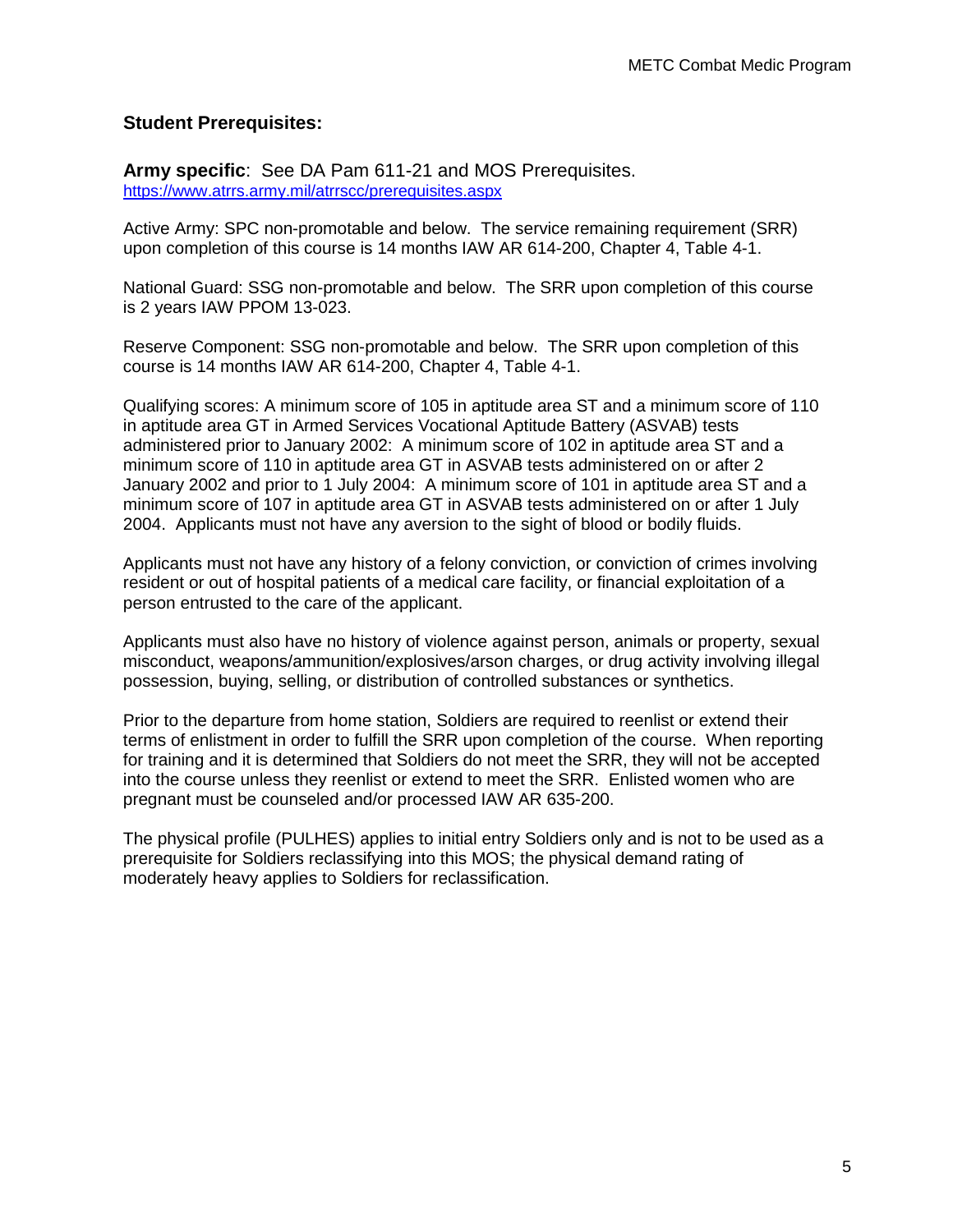## Student Prerequisites:

**Army specific**: See DA Pam 611-21 and MOS Prerequisites.
https://www.atrrs.army.mil/atrscc/prerequisites.aspx

Active Army: SPC non-promotable and below. The service remaining requirement (SRR) upon completion of this course is 14 months IAW AR 614-200, Chapter 4, Table 4-1.

National Guard: SSG non-promotable and below. The SRR upon completion of this course is 2 years IAW PPOM 13-023.

Reserve Component: SSG non-promotable and below. The SRR upon completion of this course is 14 months IAW AR 614-200, Chapter 4, Table 4-1.

Qualifying scores: A minimum score of 105 in aptitude area ST and a minimum score of 110 in aptitude area GT in Armed Services Vocational Aptitude Battery (ASVAB) tests administered prior to January 2002: A minimum score of 102 in aptitude area ST and a minimum score of 110 in aptitude area GT in ASVAB tests administered on or after 2 January 2002 and prior to 1 July 2004: A minimum score of 101 in aptitude area ST and a minimum score of 107 in aptitude area GT in ASVAB tests administered on or after 1 July 2004. Applicants must not have any aversion to the sight of blood or bodily fluids.

Applicants must not have any history of a felony conviction, or conviction of crimes involving resident or out of hospital patients of a medical care facility, or financial exploitation of a person entrusted to the care of the applicant.

Applicants must also have no history of violence against person, animals or property, sexual misconduct, weapons/ammunition/explosives/arson charges, or drug activity involving illegal possession, buying, selling, or distribution of controlled substances or synthetics.

Prior to the departure from home station, Soldiers are required to reenlist or extend their terms of enlistment in order to fulfill the SRR upon completion of the course. When reporting for training and it is determined that Soldiers do not meet the SRR, they will not be accepted into the course unless they reenlist or extend to meet the SRR. Enlisted women who are pregnant must be counseled and/or processed IAW AR 635-200.

The physical profile (PULHES) applies to initial entry Soldiers only and is not to be used as a prerequisite for Soldiers reclassifying into this MOS; the physical demand rating of moderately heavy applies to Soldiers for reclassification.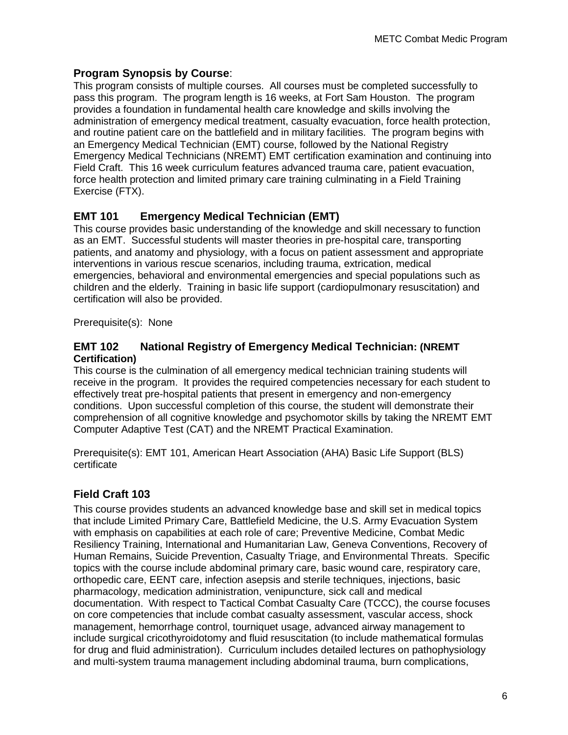## Program Synopsis by Course:

This program consists of multiple courses. All courses must be completed successfully to pass this program. The program length is 16 weeks, at Fort Sam Houston. The program provides a foundation in fundamental health care knowledge and skills involving the administration of emergency medical treatment, casualty evacuation, force health protection, and routine patient care on the battlefield and in military facilities. The program begins with an Emergency Medical Technician (EMT) course, followed by the National Registry Emergency Medical Technicians (NREMT) EMT certification examination and continuing into Field Craft. This 16 week curriculum features advanced trauma care, patient evacuation, force health protection and limited primary care training culminating in a Field Training Exercise (FTX).

## EMT 101 Emergency Medical Technician (EMT)

This course provides basic understanding of the knowledge and skill necessary to function as an EMT. Successful students will master theories in pre-hospital care, transporting patients, and anatomy and physiology, with a focus on patient assessment and appropriate interventions in various rescue scenarios, including trauma, extrication, medical emergencies, behavioral and environmental emergencies and special populations such as children and the elderly. Training in basic life support (cardiopulmonary resuscitation) and certification will also be provided.

Prerequisite(s): None

## EMT 102 National Registry of Emergency Medical Technician: (NREMT Certification)

This course is the culmination of all emergency medical technician training students will receive in the program. It provides the required competencies necessary for each student to effectively treat pre-hospital patients that present in emergency and non-emergency conditions. Upon successful completion of this course, the student will demonstrate their comprehension of all cognitive knowledge and psychomotor skills by taking the NREMT EMT Computer Adaptive Test (CAT) and the NREMT Practical Examination.

Prerequisite(s): EMT 101, American Heart Association (AHA) Basic Life Support (BLS) certificate

## Field Craft 103

This course provides students an advanced knowledge base and skill set in medical topics that include Limited Primary Care, Battlefield Medicine, the U.S. Army Evacuation System with emphasis on capabilities at each role of care; Preventive Medicine, Combat Medic Resiliency Training, International and Humanitarian Law, Geneva Conventions, Recovery of Human Remains, Suicide Prevention, Casualty Triage, and Environmental Threats. Specific topics with the course include abdominal primary care, basic wound care, respiratory care, orthopedic care, EENT care, infection asepsis and sterile techniques, injections, basic pharmacology, medication administration, venipuncture, sick call and medical documentation. With respect to Tactical Combat Casualty Care (TCCC), the course focuses on core competencies that include combat casualty assessment, vascular access, shock management, hemorrhage control, tourniquet usage, advanced airway management to include surgical cricothyroidotomy and fluid resuscitation (to include mathematical formulas for drug and fluid administration). Curriculum includes detailed lectures on pathophysiology and multi-system trauma management including abdominal trauma, burn complications,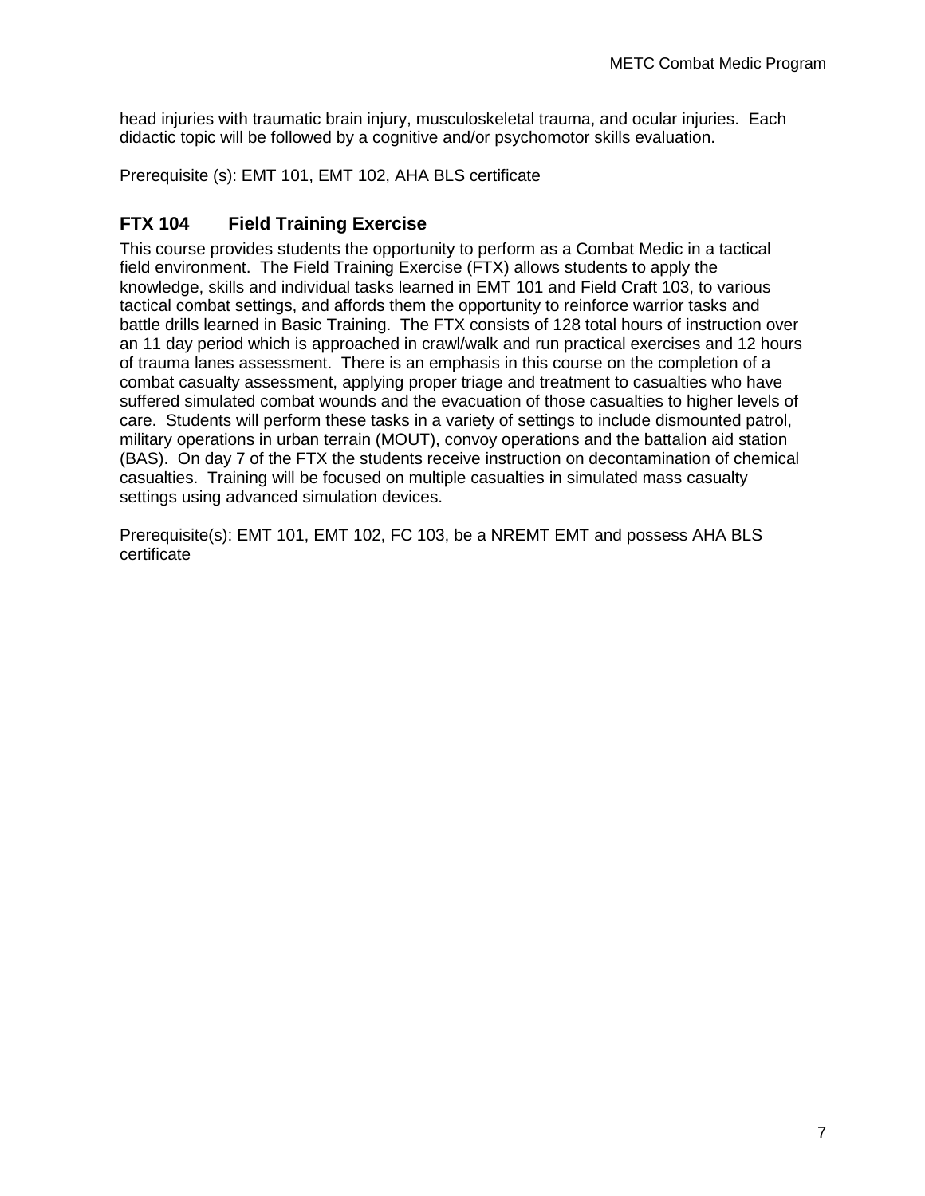head injuries with traumatic brain injury, musculoskeletal trauma, and ocular injuries. Each didactic topic will be followed by a cognitive and/or psychomotor skills evaluation.

Prerequisite (s): EMT 101, EMT 102, AHA BLS certificate

### FTX 104 Field Training Exercise

This course provides students the opportunity to perform as a Combat Medic in a tactical field environment. The Field Training Exercise (FTX) allows students to apply the knowledge, skills and individual tasks learned in EMT 101 and Field Craft 103, to various tactical combat settings, and affords them the opportunity to reinforce warrior tasks and battle drills learned in Basic Training. The FTX consists of 128 total hours of instruction over an 11 day period which is approached in crawl/walk and run practical exercises and 12 hours of trauma lanes assessment. There is an emphasis in this course on the completion of a combat casualty assessment, applying proper triage and treatment to casualties who have suffered simulated combat wounds and the evacuation of those casualties to higher levels of care. Students will perform these tasks in a variety of settings to include dismounted patrol, military operations in urban terrain (MOUT), convoy operations and the battalion aid station (BAS). On day 7 of the FTX the students receive instruction on decontamination of chemical casualties. Training will be focused on multiple casualties in simulated mass casualty settings using advanced simulation devices.

Prerequisite(s): EMT 101, EMT 102, FC 103, be a NREMT EMT and possess AHA BLS certificate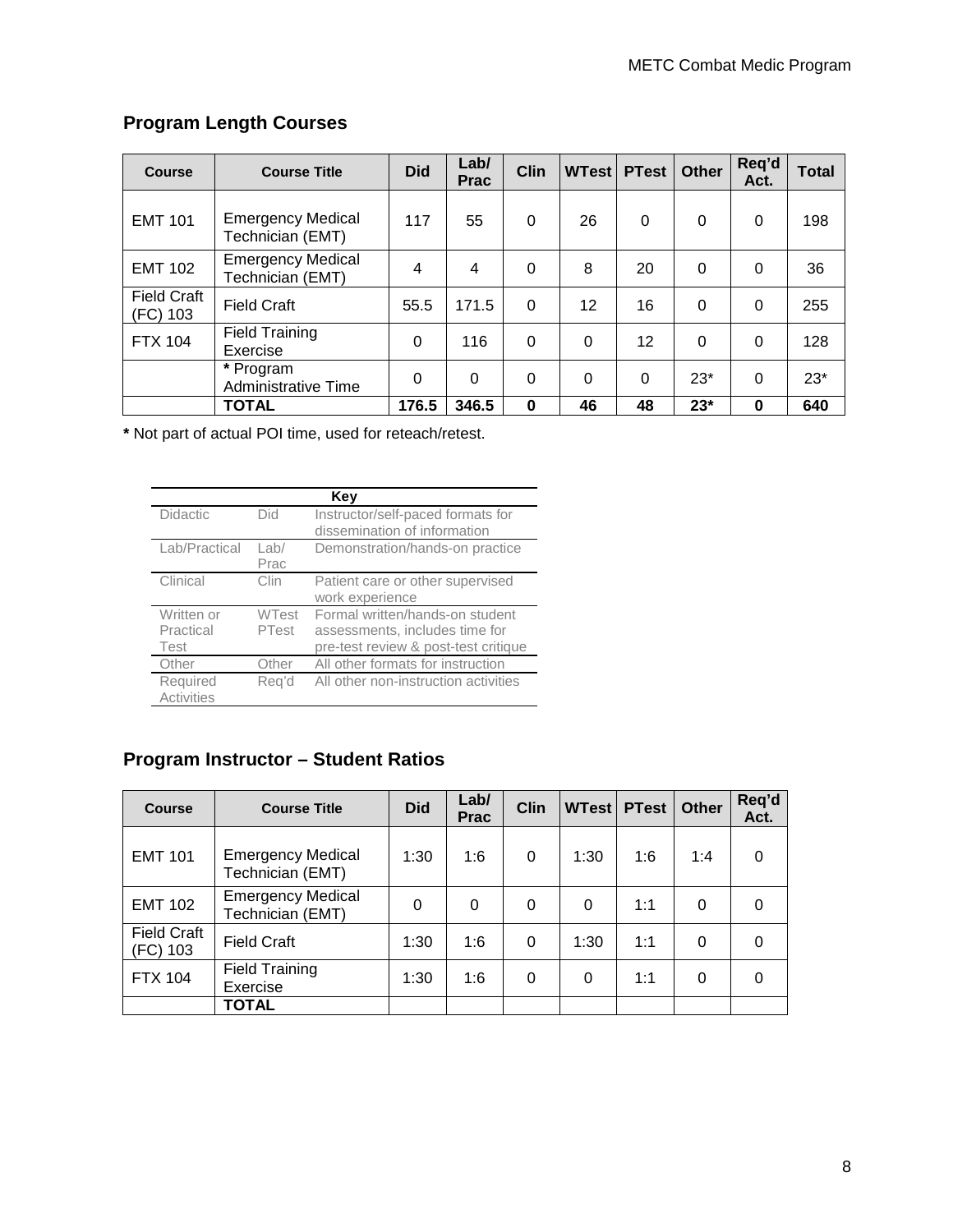## Program Length Courses

| Course | Course Title | Did | Lab/ Prac | Clin | WTest | PTest | Other | Req'd Act. | Total |
|---|---|---|---|---|---|---|---|---|---|
| EMT 101 | Emergency Medical Technician (EMT) | 117 | 55 | 0 | 26 | 0 | 0 | 0 | 198 |
| EMT 102 | Emergency Medical Technician (EMT) | 4 | 4 | 0 | 8 | 20 | 0 | 0 | 36 |
| Field Craft (FC) 103 | Field Craft | 55.5 | 171.5 | 0 | 12 | 16 | 0 | 0 | 255 |
| FTX 104 | Field Training Exercise | 0 | 116 | 0 | 0 | 12 | 0 | 0 | 128 |
| | * Program Administrative Time | 0 | 0 | 0 | 0 | 0 | 23* | 0 | 23* |
| | **TOTAL** | **176.5** | **346.5** | **0** | **46** | **48** | **23*** | **0** | **640** |

**\*** Not part of actual POI time, used for reteach/retest.

| Key | | |
|---|---|---|
| Didactic | Did | Instructor/self-paced formats for dissemination of information |
| Lab/Practical | Lab/ Prac | Demonstration/hands-on practice |
| Clinical | Clin | Patient care or other supervised work experience |
| Written or Practical Test | WTest PTest | Formal written/hands-on student assessments, includes time for pre-test review & post-test critique |
| Other | Other | All other formats for instruction |
| Required Activities | Req'd | All other non-instruction activities |

## Program Instructor – Student Ratios

| Course | Course Title | Did | Lab/ Prac | Clin | WTest | PTest | Other | Req'd Act. |
|---|---|---|---|---|---|---|---|---|
| EMT 101 | Emergency Medical Technician (EMT) | 1:30 | 1:6 | 0 | 1:30 | 1:6 | 1:4 | 0 |
| EMT 102 | Emergency Medical Technician (EMT) | 0 | 0 | 0 | 0 | 1:1 | 0 | 0 |
| Field Craft (FC) 103 | Field Craft | 1:30 | 1:6 | 0 | 1:30 | 1:1 | 0 | 0 |
| FTX 104 | Field Training Exercise | 1:30 | 1:6 | 0 | 0 | 1:1 | 0 | 0 |
| | **TOTAL** | | | | | | | |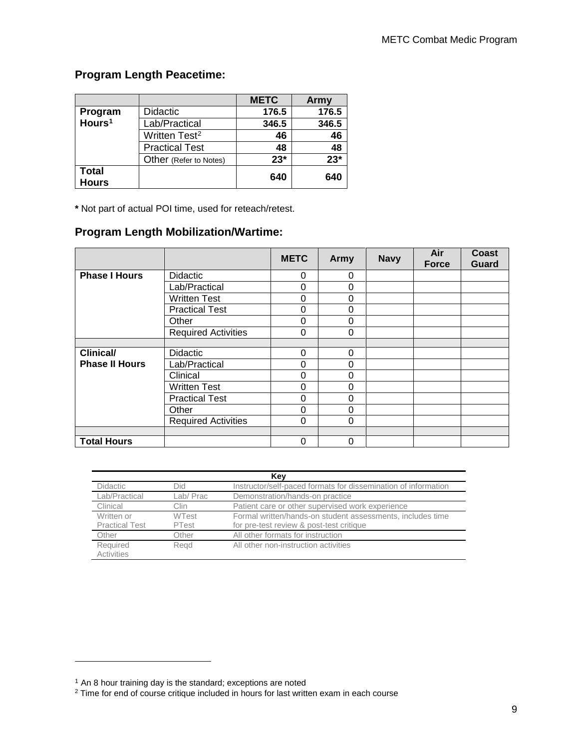## Program Length Peacetime:

| | | METC | Army |
|---|---|---|---|
| **Program Hours**[1] | Didactic | 176.5 | 176.5 |
| | Lab/Practical | 346.5 | 346.5 |
| | Written Test[2] | 46 | 46 |
| | Practical Test | 48 | 48 |
| | Other (Refer to Notes) | 23* | 23* |
| **Total Hours** | | 640 | 640 |

**\*** Not part of actual POI time, used for reteach/retest.

## Program Length Mobilization/Wartime:

| | | METC | Army | Navy | Air Force | Coast Guard |
|---|---|---|---|---|---|---|
| **Phase I Hours** | Didactic | 0 | 0 | | | |
| | Lab/Practical | 0 | 0 | | | |
| | Written Test | 0 | 0 | | | |
| | Practical Test | 0 | 0 | | | |
| | Other | 0 | 0 | | | |
| | Required Activities | 0 | 0 | | | |
| | | | | | | |
| **Clinical/ Phase II Hours** | Didactic | 0 | 0 | | | |
| | Lab/Practical | 0 | 0 | | | |
| | Clinical | 0 | 0 | | | |
| | Written Test | 0 | 0 | | | |
| | Practical Test | 0 | 0 | | | |
| | Other | 0 | 0 | | | |
| | Required Activities | 0 | 0 | | | |
| | | | | | | |
| **Total Hours** | | 0 | 0 | | | |

| Key | | |
|---|---|---|
| Didactic | Did | Instructor/self-paced formats for dissemination of information |
| Lab/Practical | Lab/ Prac | Demonstration/hands-on practice |
| Clinical | Clin | Patient care or other supervised work experience |
| Written or Practical Test | WTest PTest | Formal written/hands-on student assessments, includes time for pre-test review & post-test critique |
| Other | Other | All other formats for instruction |
| Required Activities | Reqd | All other non-instruction activities |

[1] An 8 hour training day is the standard; exceptions are noted

[2] Time for end of course critique included in hours for last written exam in each course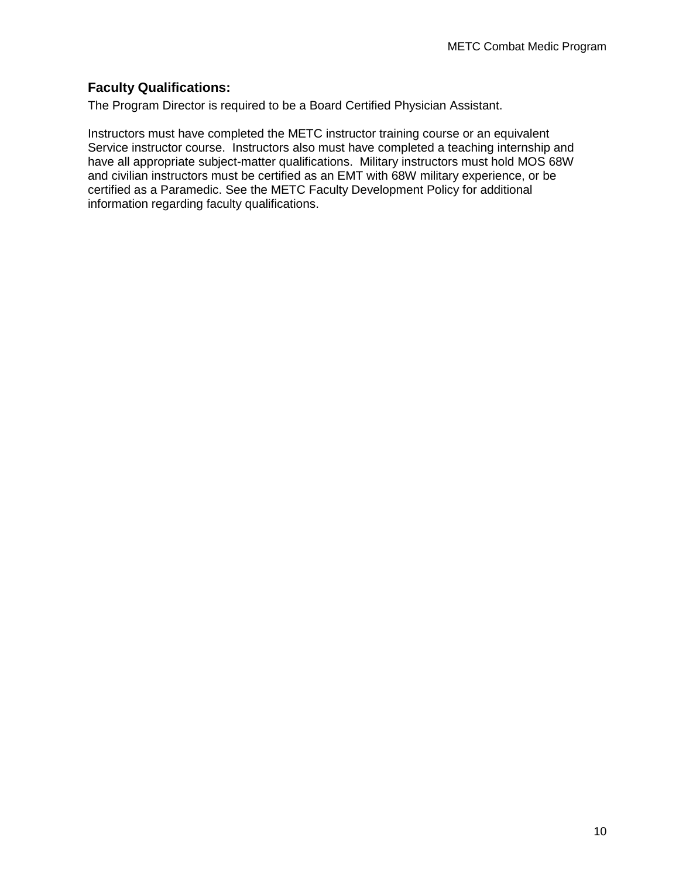## Faculty Qualifications:

The Program Director is required to be a Board Certified Physician Assistant.

Instructors must have completed the METC instructor training course or an equivalent Service instructor course. Instructors also must have completed a teaching internship and have all appropriate subject-matter qualifications. Military instructors must hold MOS 68W and civilian instructors must be certified as an EMT with 68W military experience, or be certified as a Paramedic. See the METC Faculty Development Policy for additional information regarding faculty qualifications.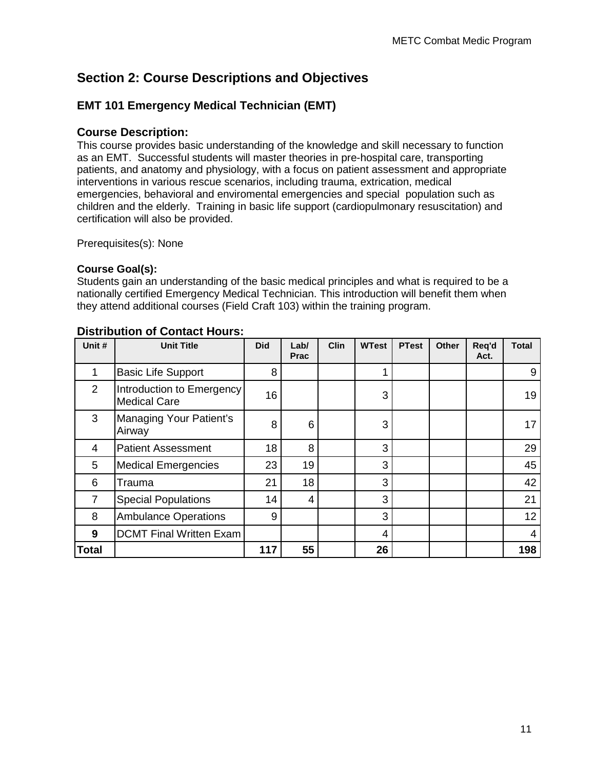## Section 2: Course Descriptions and Objectives

### EMT 101 Emergency Medical Technician (EMT)

### Course Description:

This course provides basic understanding of the knowledge and skill necessary to function as an EMT. Successful students will master theories in pre-hospital care, transporting patients, and anatomy and physiology, with a focus on patient assessment and appropriate interventions in various rescue scenarios, including trauma, extrication, medical emergencies, behavioral and enviromental emergencies and special population such as children and the elderly. Training in basic life support (cardiopulmonary resuscitation) and certification will also be provided.

Prerequisites(s): None

**Course Goal(s):**

Students gain an understanding of the basic medical principles and what is required to be a nationally certified Emergency Medical Technician. This introduction will benefit them when they attend additional courses (Field Craft 103) within the training program.

### Distribution of Contact Hours:

| Unit # | Unit Title | Did | Lab/ Prac | Clin | WTest | PTest | Other | Req'd Act. | Total |
|---|---|---|---|---|---|---|---|---|---|
| 1 | Basic Life Support | 8 | | | 1 | | | | 9 |
| 2 | Introduction to Emergency Medical Care | 16 | | | 3 | | | | 19 |
| 3 | Managing Your Patient's Airway | 8 | 6 | | 3 | | | | 17 |
| 4 | Patient Assessment | 18 | 8 | | 3 | | | | 29 |
| 5 | Medical Emergencies | 23 | 19 | | 3 | | | | 45 |
| 6 | Trauma | 21 | 18 | | 3 | | | | 42 |
| 7 | Special Populations | 14 | 4 | | 3 | | | | 21 |
| 8 | Ambulance Operations | 9 | | | 3 | | | | 12 |
| **9** | DCMT Final Written Exam | | | | 4 | | | | 4 |
| **Total** | | **117** | **55** | | **26** | | | | **198** |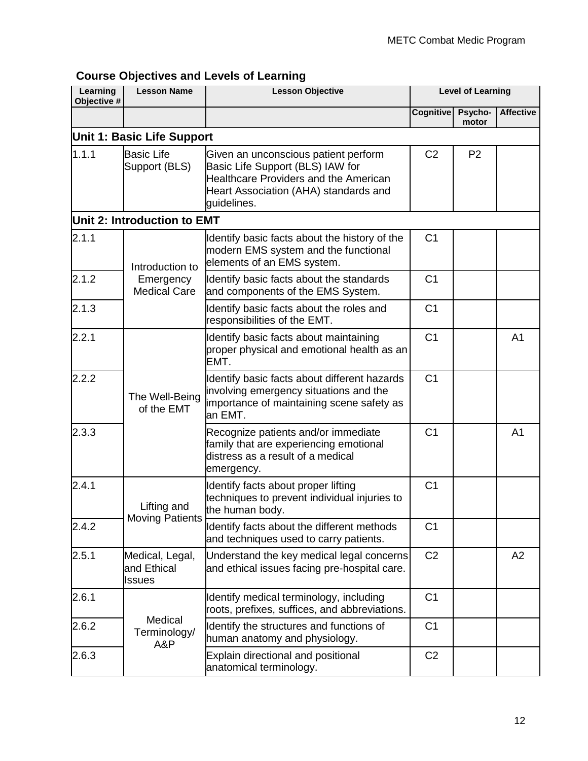## Course Objectives and Levels of Learning

| Learning Objective # | Lesson Name | Lesson Objective | Level of Learning | | |
|---|---|---|---|---|---|
| | | | Cognitive | Psycho-motor | Affective |
| **Unit 1: Basic Life Support** | | | | | |
| 1.1.1 | Basic Life Support (BLS) | Given an unconscious patient perform Basic Life Support (BLS) IAW for Healthcare Providers and the American Heart Association (AHA) standards and guidelines. | C2 | P2 | |
| **Unit 2: Introduction to EMT** | | | | | |
| 2.1.1 | Introduction to Emergency Medical Care | Identify basic facts about the history of the modern EMS system and the functional elements of an EMS system. | C1 | | |
| 2.1.2 | Introduction to Emergency Medical Care | Identify basic facts about the standards and components of the EMS System. | C1 | | |
| 2.1.3 | Introduction to Emergency Medical Care | Identify basic facts about the roles and responsibilities of the EMT. | C1 | | |
| 2.2.1 | The Well-Being of the EMT | Identify basic facts about maintaining proper physical and emotional health as an EMT. | C1 | | A1 |
| 2.2.2 | The Well-Being of the EMT | Identify basic facts about different hazards involving emergency situations and the importance of maintaining scene safety as an EMT. | C1 | | |
| 2.3.3 | The Well-Being of the EMT | Recognize patients and/or immediate family that are experiencing emotional distress as a result of a medical emergency. | C1 | | A1 |
| 2.4.1 | Lifting and Moving Patients | Identify facts about proper lifting techniques to prevent individual injuries to the human body. | C1 | | |
| 2.4.2 | Lifting and Moving Patients | Identify facts about the different methods and techniques used to carry patients. | C1 | | |
| 2.5.1 | Medical, Legal, and Ethical Issues | Understand the key medical legal concerns and ethical issues facing pre-hospital care. | C2 | | A2 |
| 2.6.1 | Medical Terminology/ A&P | Identify medical terminology, including roots, prefixes, suffices, and abbreviations. | C1 | | |
| 2.6.2 | Medical Terminology/ A&P | Identify the structures and functions of human anatomy and physiology. | C1 | | |
| 2.6.3 | Medical Terminology/ A&P | Explain directional and positional anatomical terminology. | C2 | | |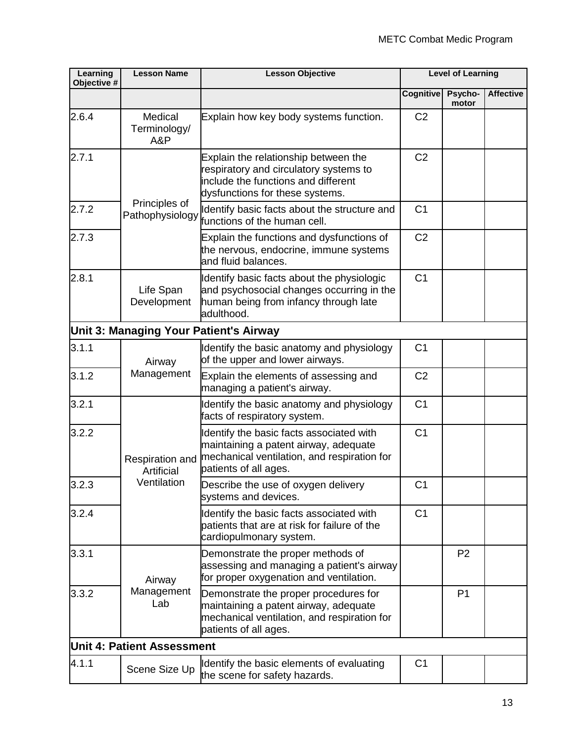| Learning Objective # | Lesson Name | Lesson Objective | Level of Learning | | |
|---|---|---|---|---|---|
| | | | Cognitive | Psycho-motor | Affective |
| 2.6.4 | Medical Terminology/ A&P | Explain how key body systems function. | C2 | | |
| 2.7.1 | Principles of Pathophysiology | Explain the relationship between the respiratory and circulatory systems to include the functions and different dysfunctions for these systems. | C2 | | |
| 2.7.2 | | Identify basic facts about the structure and functions of the human cell. | C1 | | |
| 2.7.3 | | Explain the functions and dysfunctions of the nervous, endocrine, immune systems and fluid balances. | C2 | | |
| 2.8.1 | Life Span Development | Identify basic facts about the physiologic and psychosocial changes occurring in the human being from infancy through late adulthood. | C1 | | |
| **Unit 3: Managing Your Patient's Airway** | | | | | |
| 3.1.1 | Airway Management | Identify the basic anatomy and physiology of the upper and lower airways. | C1 | | |
| 3.1.2 | | Explain the elements of assessing and managing a patient's airway. | C2 | | |
| 3.2.1 | Respiration and Artificial Ventilation | Identify the basic anatomy and physiology facts of respiratory system. | C1 | | |
| 3.2.2 | | Identify the basic facts associated with maintaining a patent airway, adequate mechanical ventilation, and respiration for patients of all ages. | C1 | | |
| 3.2.3 | | Describe the use of oxygen delivery systems and devices. | C1 | | |
| 3.2.4 | | Identify the basic facts associated with patients that are at risk for failure of the cardiopulmonary system. | C1 | | |
| 3.3.1 | Airway Management Lab | Demonstrate the proper methods of assessing and managing a patient's airway for proper oxygenation and ventilation. | | P2 | |
| 3.3.2 | | Demonstrate the proper procedures for maintaining a patent airway, adequate mechanical ventilation, and respiration for patients of all ages. | | P1 | |
| **Unit 4: Patient Assessment** | | | | | |
| 4.1.1 | Scene Size Up | Identify the basic elements of evaluating the scene for safety hazards. | C1 | | |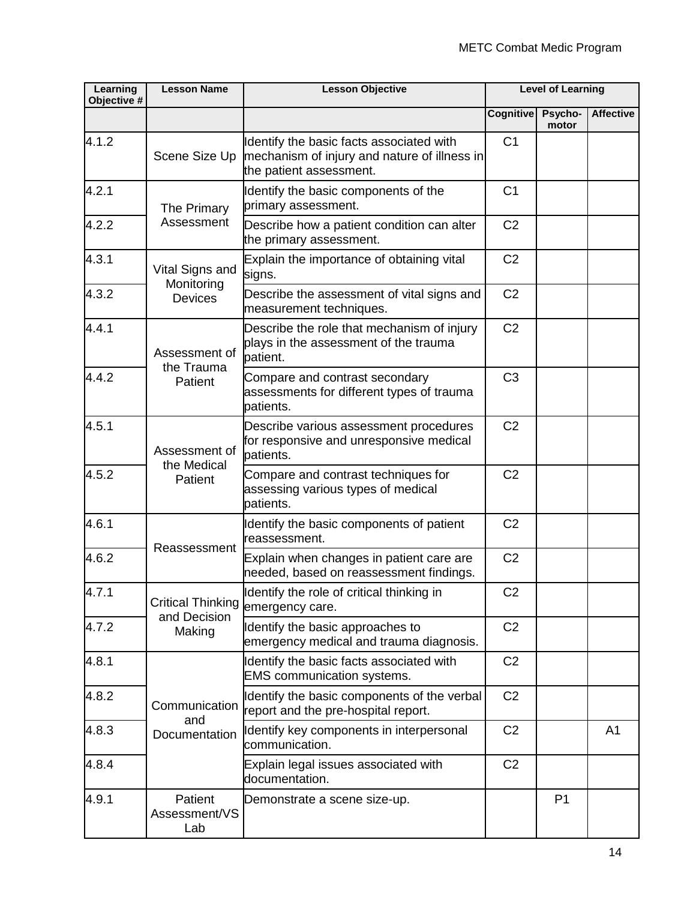| Learning Objective # | Lesson Name | Lesson Objective | Level of Learning | | |
|---|---|---|---|---|---|
| | | | Cognitive | Psycho-motor | Affective |
| 4.1.2 | Scene Size Up | Identify the basic facts associated with mechanism of injury and nature of illness in the patient assessment. | C1 | | |
| 4.2.1 | The Primary Assessment | Identify the basic components of the primary assessment. | C1 | | |
| 4.2.2 | | Describe how a patient condition can alter the primary assessment. | C2 | | |
| 4.3.1 | Vital Signs and Monitoring Devices | Explain the importance of obtaining vital signs. | C2 | | |
| 4.3.2 | | Describe the assessment of vital signs and measurement techniques. | C2 | | |
| 4.4.1 | Assessment of the Trauma Patient | Describe the role that mechanism of injury plays in the assessment of the trauma patient. | C2 | | |
| 4.4.2 | | Compare and contrast secondary assessments for different types of trauma patients. | C3 | | |
| 4.5.1 | Assessment of the Medical Patient | Describe various assessment procedures for responsive and unresponsive medical patients. | C2 | | |
| 4.5.2 | | Compare and contrast techniques for assessing various types of medical patients. | C2 | | |
| 4.6.1 | Reassessment | Identify the basic components of patient reassessment. | C2 | | |
| 4.6.2 | | Explain when changes in patient care are needed, based on reassessment findings. | C2 | | |
| 4.7.1 | Critical Thinking and Decision Making | Identify the role of critical thinking in emergency care. | C2 | | |
| 4.7.2 | | Identify the basic approaches to emergency medical and trauma diagnosis. | C2 | | |
| 4.8.1 | Communication and Documentation | Identify the basic facts associated with EMS communication systems. | C2 | | |
| 4.8.2 | | Identify the basic components of the verbal report and the pre-hospital report. | C2 | | |
| 4.8.3 | | Identify key components in interpersonal communication. | C2 | | A1 |
| 4.8.4 | | Explain legal issues associated with documentation. | C2 | | |
| 4.9.1 | Patient Assessment/VS Lab | Demonstrate a scene size-up. | | P1 | |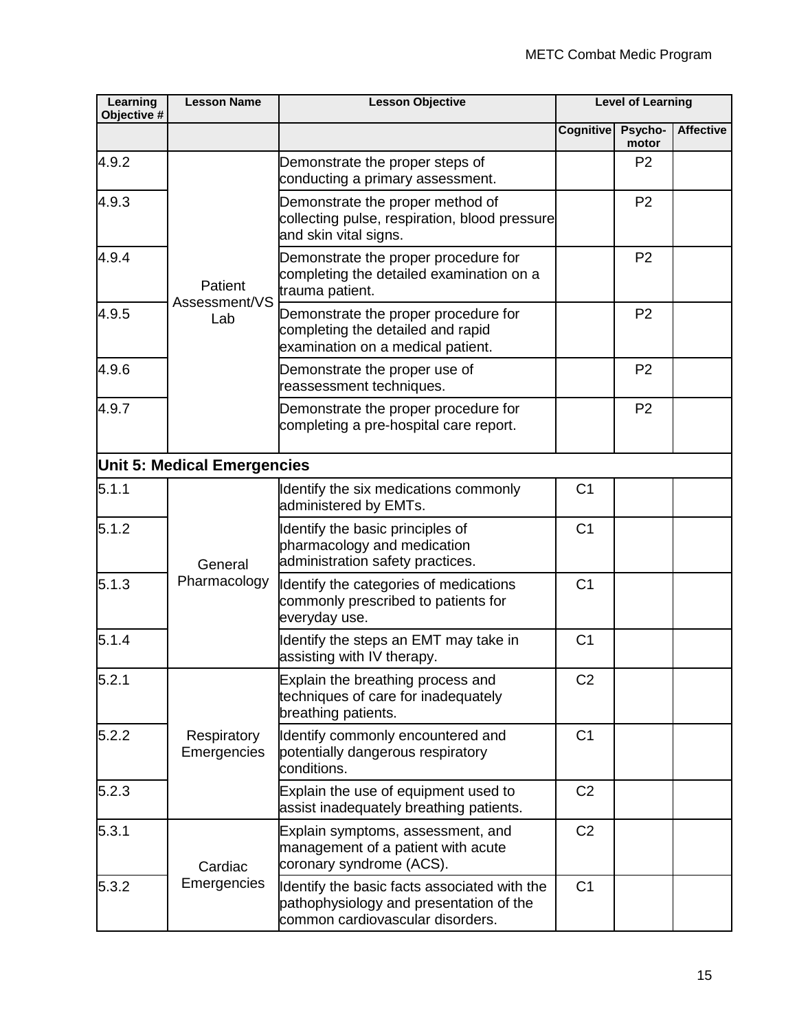| Learning Objective # | Lesson Name | Lesson Objective | Level of Learning | | |
|---|---|---|---|---|---|
| | | | Cognitive | Psycho-motor | Affective |
| 4.9.2 | Patient Assessment/VS Lab | Demonstrate the proper steps of conducting a primary assessment. | | P2 | |
| 4.9.3 | | Demonstrate the proper method of collecting pulse, respiration, blood pressure and skin vital signs. | | P2 | |
| 4.9.4 | | Demonstrate the proper procedure for completing the detailed examination on a trauma patient. | | P2 | |
| 4.9.5 | | Demonstrate the proper procedure for completing the detailed and rapid examination on a medical patient. | | P2 | |
| 4.9.6 | | Demonstrate the proper use of reassessment techniques. | | P2 | |
| 4.9.7 | | Demonstrate the proper procedure for completing a pre-hospital care report. | | P2 | |
| **Unit 5: Medical Emergencies** | | | | | |
| 5.1.1 | General Pharmacology | Identify the six medications commonly administered by EMTs. | C1 | | |
| 5.1.2 | | Identify the basic principles of pharmacology and medication administration safety practices. | C1 | | |
| 5.1.3 | | Identify the categories of medications commonly prescribed to patients for everyday use. | C1 | | |
| 5.1.4 | | Identify the steps an EMT may take in assisting with IV therapy. | C1 | | |
| 5.2.1 | Respiratory Emergencies | Explain the breathing process and techniques of care for inadequately breathing patients. | C2 | | |
| 5.2.2 | | Identify commonly encountered and potentially dangerous respiratory conditions. | C1 | | |
| 5.2.3 | | Explain the use of equipment used to assist inadequately breathing patients. | C2 | | |
| 5.3.1 | Cardiac Emergencies | Explain symptoms, assessment, and management of a patient with acute coronary syndrome (ACS). | C2 | | |
| 5.3.2 | | Identify the basic facts associated with the pathophysiology and presentation of the common cardiovascular disorders. | C1 | | |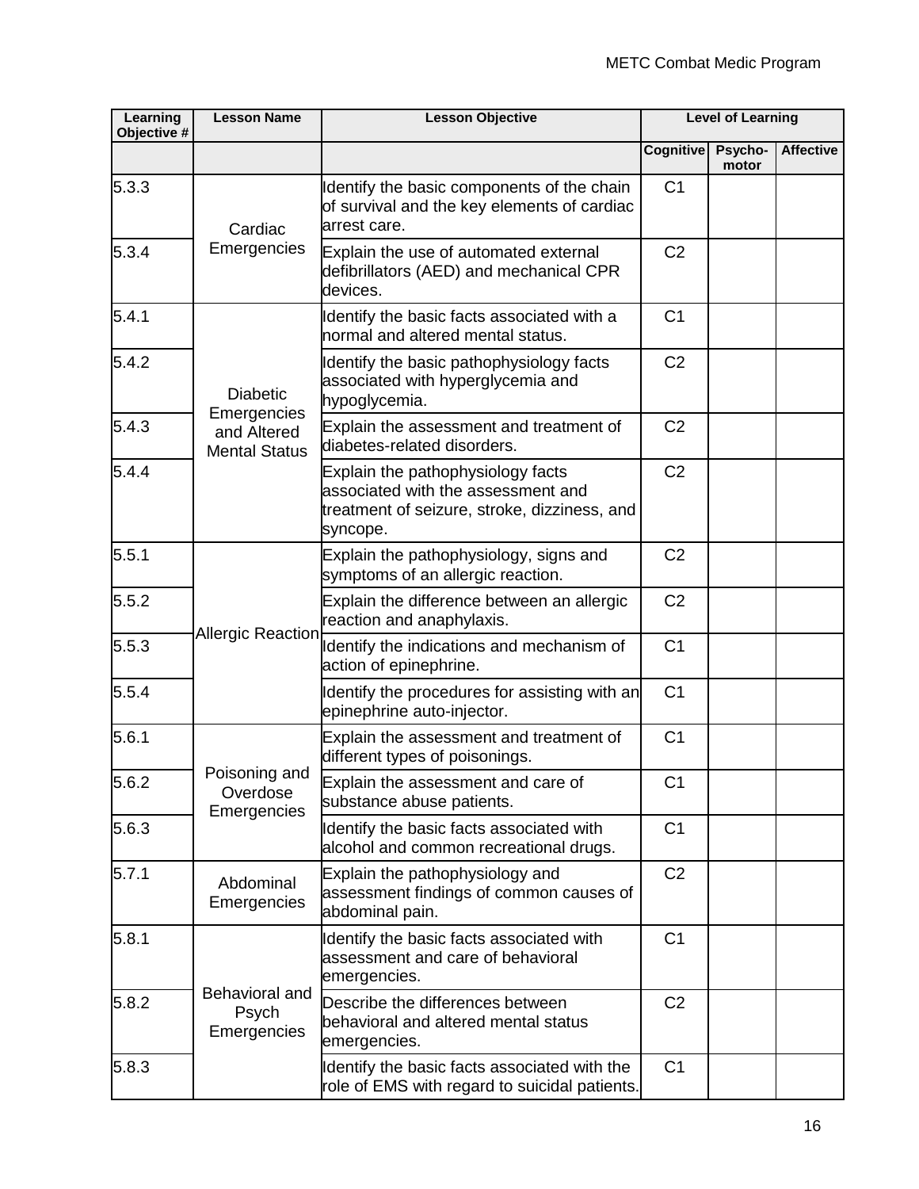| Learning Objective # | Lesson Name | Lesson Objective | Level of Learning | | |
|---|---|---|---|---|---|
| | | | Cognitive | Psycho-motor | Affective |
| 5.3.3 | Cardiac Emergencies | Identify the basic components of the chain of survival and the key elements of cardiac arrest care. | C1 | | |
| 5.3.4 | | Explain the use of automated external defibrillators (AED) and mechanical CPR devices. | C2 | | |
| 5.4.1 | Diabetic Emergencies and Altered Mental Status | Identify the basic facts associated with a normal and altered mental status. | C1 | | |
| 5.4.2 | | Identify the basic pathophysiology facts associated with hyperglycemia and hypoglycemia. | C2 | | |
| 5.4.3 | | Explain the assessment and treatment of diabetes-related disorders. | C2 | | |
| 5.4.4 | | Explain the pathophysiology facts associated with the assessment and treatment of seizure, stroke, dizziness, and syncope. | C2 | | |
| 5.5.1 | Allergic Reaction | Explain the pathophysiology, signs and symptoms of an allergic reaction. | C2 | | |
| 5.5.2 | | Explain the difference between an allergic reaction and anaphylaxis. | C2 | | |
| 5.5.3 | | Identify the indications and mechanism of action of epinephrine. | C1 | | |
| 5.5.4 | | Identify the procedures for assisting with an epinephrine auto-injector. | C1 | | |
| 5.6.1 | Poisoning and Overdose Emergencies | Explain the assessment and treatment of different types of poisonings. | C1 | | |
| 5.6.2 | | Explain the assessment and care of substance abuse patients. | C1 | | |
| 5.6.3 | | Identify the basic facts associated with alcohol and common recreational drugs. | C1 | | |
| 5.7.1 | Abdominal Emergencies | Explain the pathophysiology and assessment findings of common causes of abdominal pain. | C2 | | |
| 5.8.1 | Behavioral and Psych Emergencies | Identify the basic facts associated with assessment and care of behavioral emergencies. | C1 | | |
| 5.8.2 | | Describe the differences between behavioral and altered mental status emergencies. | C2 | | |
| 5.8.3 | | Identify the basic facts associated with the role of EMS with regard to suicidal patients. | C1 | | |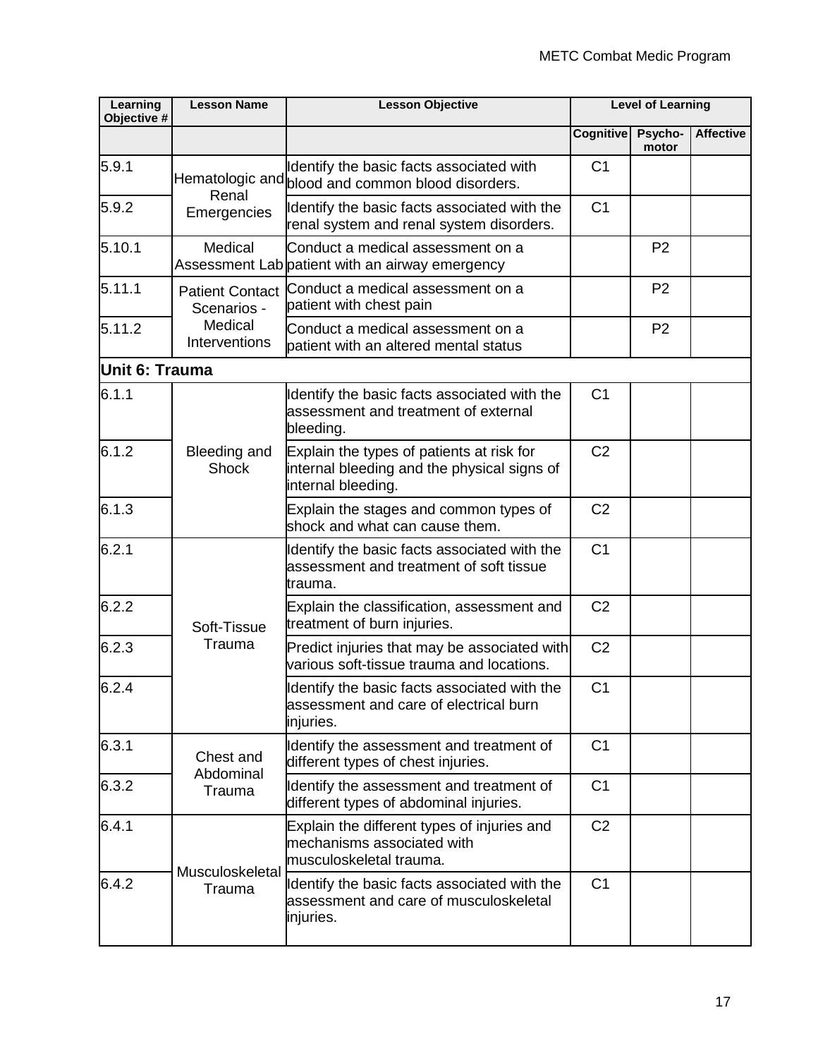| Learning Objective # | Lesson Name | Lesson Objective | Level of Learning | | |
|---|---|---|---|---|---|
| | | | Cognitive | Psycho-motor | Affective |
| 5.9.1 | Hematologic and Renal Emergencies | Identify the basic facts associated with blood and common blood disorders. | C1 | | |
| 5.9.2 | | Identify the basic facts associated with the renal system and renal system disorders. | C1 | | |
| 5.10.1 | Medical Assessment Lab | Conduct a medical assessment on a patient with an airway emergency | | P2 | |
| 5.11.1 | Patient Contact Scenarios - Medical Interventions | Conduct a medical assessment on a patient with chest pain | | P2 | |
| 5.11.2 | | Conduct a medical assessment on a patient with an altered mental status | | P2 | |
| **Unit 6: Trauma** | | | | | |
| 6.1.1 | Bleeding and Shock | Identify the basic facts associated with the assessment and treatment of external bleeding. | C1 | | |
| 6.1.2 | | Explain the types of patients at risk for internal bleeding and the physical signs of internal bleeding. | C2 | | |
| 6.1.3 | | Explain the stages and common types of shock and what can cause them. | C2 | | |
| 6.2.1 | Soft-Tissue Trauma | Identify the basic facts associated with the assessment and treatment of soft tissue trauma. | C1 | | |
| 6.2.2 | | Explain the classification, assessment and treatment of burn injuries. | C2 | | |
| 6.2.3 | | Predict injuries that may be associated with various soft-tissue trauma and locations. | C2 | | |
| 6.2.4 | | Identify the basic facts associated with the assessment and care of electrical burn injuries. | C1 | | |
| 6.3.1 | Chest and Abdominal Trauma | Identify the assessment and treatment of different types of chest injuries. | C1 | | |
| 6.3.2 | | Identify the assessment and treatment of different types of abdominal injuries. | C1 | | |
| 6.4.1 | Musculoskeletal Trauma | Explain the different types of injuries and mechanisms associated with musculoskeletal trauma. | C2 | | |
| 6.4.2 | | Identify the basic facts associated with the assessment and care of musculoskeletal injuries. | C1 | | |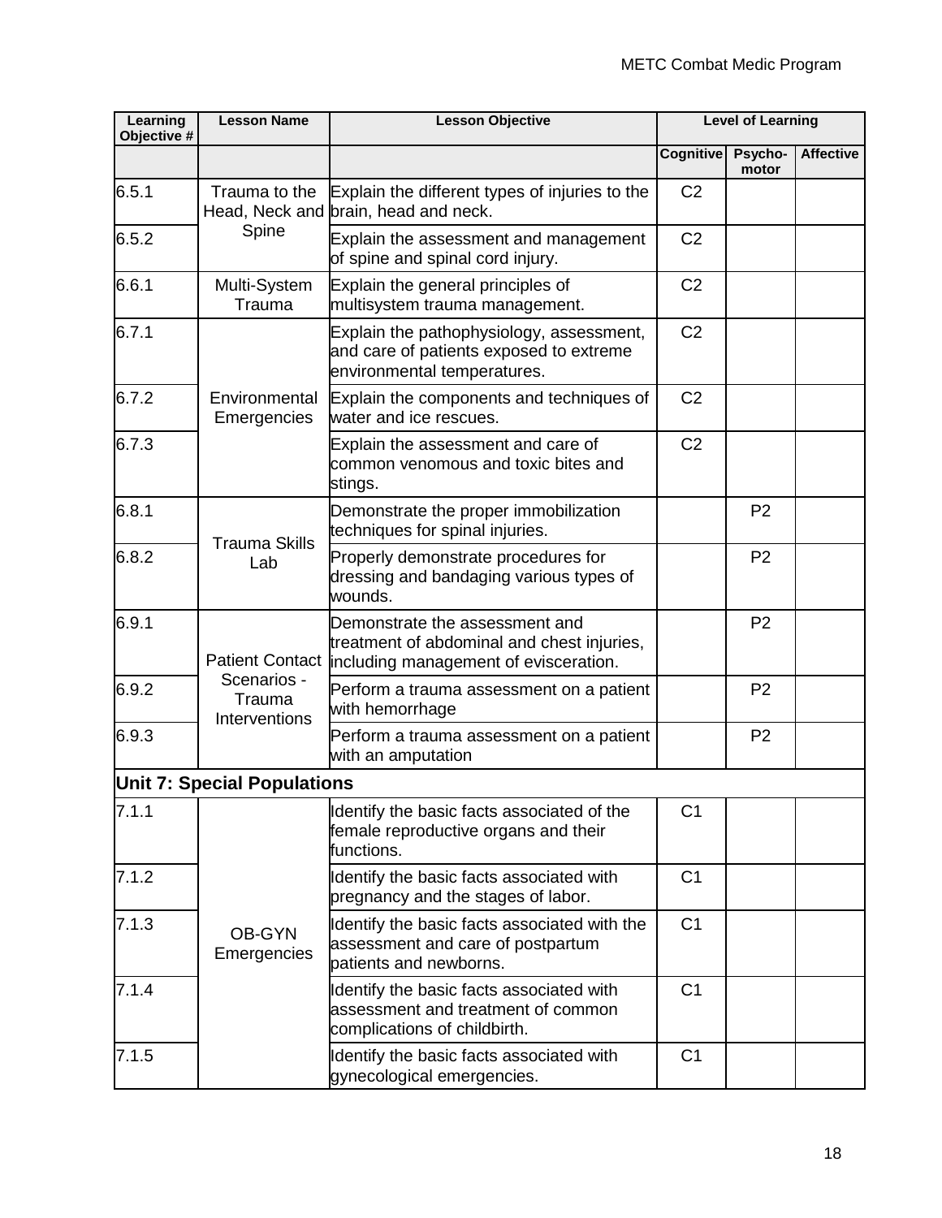| Learning Objective # | Lesson Name | Lesson Objective | Level of Learning | | |
|---|---|---|---|---|---|
| | | | Cognitive | Psycho-motor | Affective |
| 6.5.1 | Trauma to the Head, Neck and Spine | Explain the different types of injuries to the brain, head and neck. | C2 | | |
| 6.5.2 | | Explain the assessment and management of spine and spinal cord injury. | C2 | | |
| 6.6.1 | Multi-System Trauma | Explain the general principles of multisystem trauma management. | C2 | | |
| 6.7.1 | Environmental Emergencies | Explain the pathophysiology, assessment, and care of patients exposed to extreme environmental temperatures. | C2 | | |
| 6.7.2 | | Explain the components and techniques of water and ice rescues. | C2 | | |
| 6.7.3 | | Explain the assessment and care of common venomous and toxic bites and stings. | C2 | | |
| 6.8.1 | Trauma Skills Lab | Demonstrate the proper immobilization techniques for spinal injuries. | | P2 | |
| 6.8.2 | | Properly demonstrate procedures for dressing and bandaging various types of wounds. | | P2 | |
| 6.9.1 | Patient Contact Scenarios - Trauma Interventions | Demonstrate the assessment and treatment of abdominal and chest injuries, including management of evisceration. | | P2 | |
| 6.9.2 | | Perform a trauma assessment on a patient with hemorrhage | | P2 | |
| 6.9.3 | | Perform a trauma assessment on a patient with an amputation | | P2 | |
| **Unit 7: Special Populations** | | | | | |
| 7.1.1 | OB-GYN Emergencies | Identify the basic facts associated of the female reproductive organs and their functions. | C1 | | |
| 7.1.2 | | Identify the basic facts associated with pregnancy and the stages of labor. | C1 | | |
| 7.1.3 | | Identify the basic facts associated with the assessment and care of postpartum patients and newborns. | C1 | | |
| 7.1.4 | | Identify the basic facts associated with assessment and treatment of common complications of childbirth. | C1 | | |
| 7.1.5 | | Identify the basic facts associated with gynecological emergencies. | C1 | | |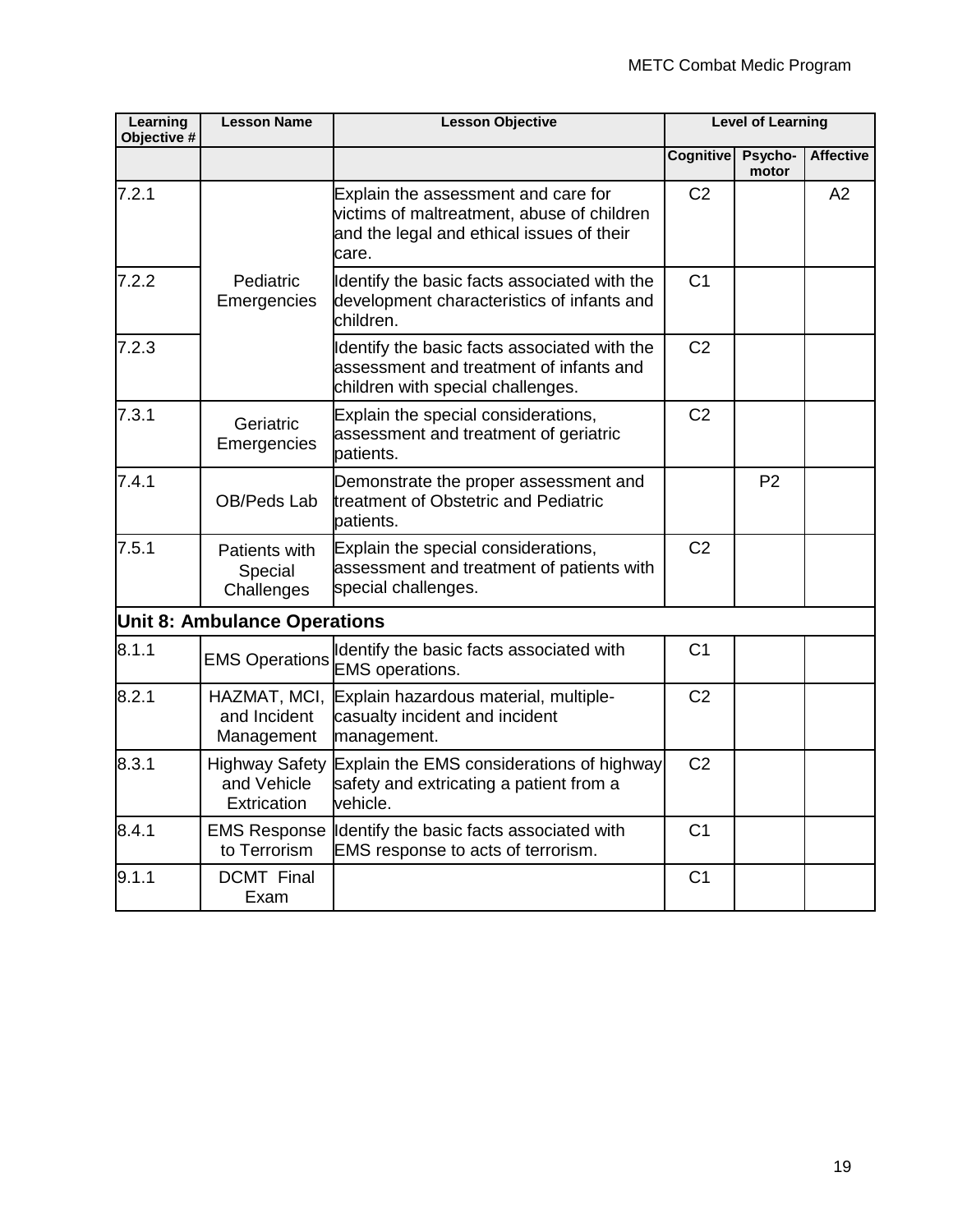| Learning Objective # | Lesson Name | Lesson Objective | Level of Learning | | |
|---|---|---|---|---|---|
| | | | Cognitive | Psycho-motor | Affective |
| 7.2.1 | Pediatric Emergencies | Explain the assessment and care for victims of maltreatment, abuse of children and the legal and ethical issues of their care. | C2 | | A2 |
| 7.2.2 | | Identify the basic facts associated with the development characteristics of infants and children. | C1 | | |
| 7.2.3 | | Identify the basic facts associated with the assessment and treatment of infants and children with special challenges. | C2 | | |
| 7.3.1 | Geriatric Emergencies | Explain the special considerations, assessment and treatment of geriatric patients. | C2 | | |
| 7.4.1 | OB/Peds Lab | Demonstrate the proper assessment and treatment of Obstetric and Pediatric patients. | | P2 | |
| 7.5.1 | Patients with Special Challenges | Explain the special considerations, assessment and treatment of patients with special challenges. | C2 | | |
| **Unit 8: Ambulance Operations** | | | | | |
| 8.1.1 | EMS Operations | Identify the basic facts associated with EMS operations. | C1 | | |
| 8.2.1 | HAZMAT, MCI, and Incident Management | Explain hazardous material, multiple-casualty incident and incident management. | C2 | | |
| 8.3.1 | Highway Safety and Vehicle Extrication | Explain the EMS considerations of highway safety and extricating a patient from a vehicle. | C2 | | |
| 8.4.1 | EMS Response to Terrorism | Identify the basic facts associated with EMS response to acts of terrorism. | C1 | | |
| 9.1.1 | DCMT Final Exam | | C1 | | |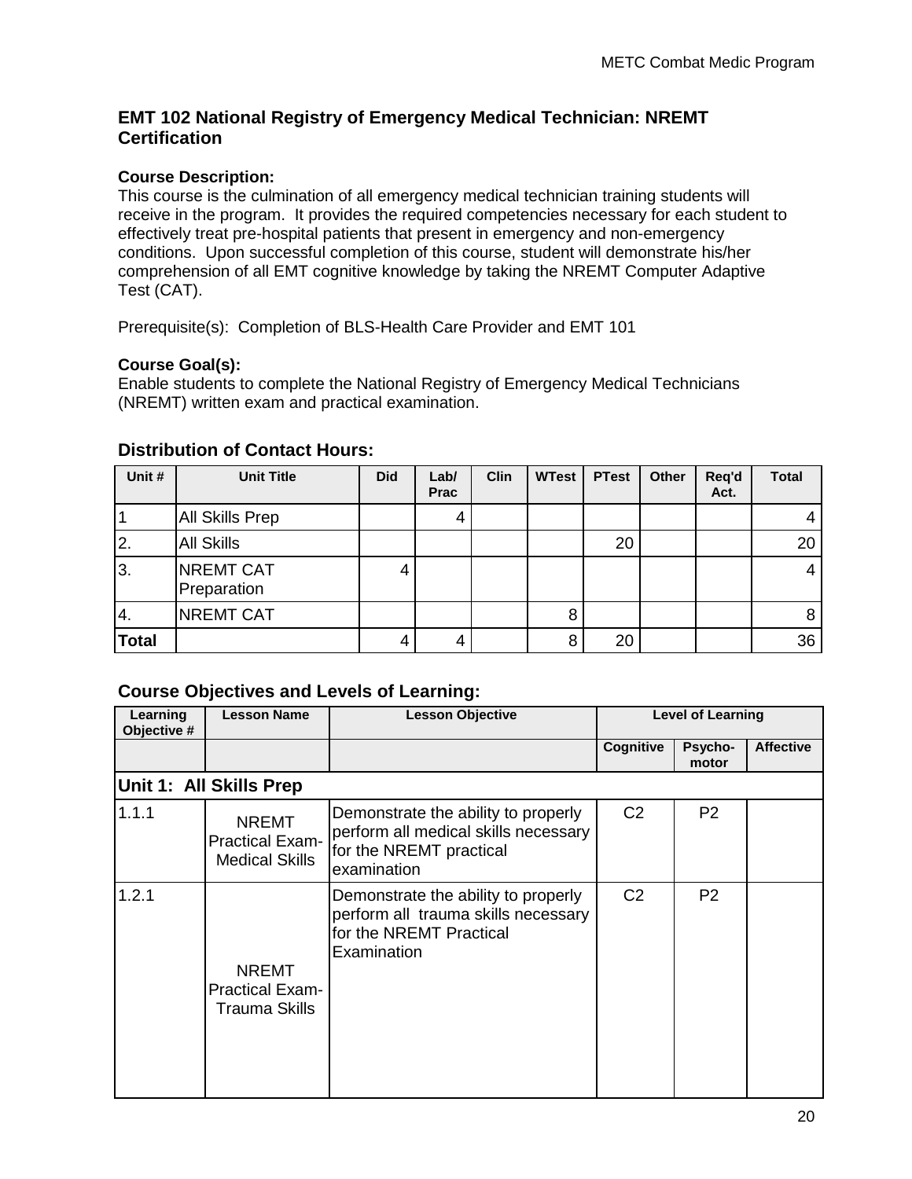## EMT 102 National Registry of Emergency Medical Technician: NREMT Certification

**Course Description:**
This course is the culmination of all emergency medical technician training students will receive in the program. It provides the required competencies necessary for each student to effectively treat pre-hospital patients that present in emergency and non-emergency conditions. Upon successful completion of this course, student will demonstrate his/her comprehension of all EMT cognitive knowledge by taking the NREMT Computer Adaptive Test (CAT).

Prerequisite(s): Completion of BLS-Health Care Provider and EMT 101

**Course Goal(s):**
Enable students to complete the National Registry of Emergency Medical Technicians (NREMT) written exam and practical examination.

### Distribution of Contact Hours:

| Unit # | Unit Title | Did | Lab/ Prac | Clin | WTest | PTest | Other | Req'd Act. | Total |
|---|---|---|---|---|---|---|---|---|---|
| 1 | All Skills Prep | | 4 | | | | | | 4 |
| 2. | All Skills | | | | | 20 | | | 20 |
| 3. | NREMT CAT Preparation | 4 | | | | | | | 4 |
| 4. | NREMT CAT | | | | 8 | | | | 8 |
| **Total** | | 4 | 4 | | 8 | 20 | | | 36 |

### Course Objectives and Levels of Learning:

| Learning Objective # | Lesson Name | Lesson Objective | Level of Learning | | |
|---|---|---|---|---|---|
| | | | Cognitive | Psycho-motor | Affective |
| **Unit 1: All Skills Prep** | | | | | |
| 1.1.1 | NREMT Practical Exam-Medical Skills | Demonstrate the ability to properly perform all medical skills necessary for the NREMT practical examination | C2 | P2 | |
| 1.2.1 | NREMT Practical Exam-Trauma Skills | Demonstrate the ability to properly perform all trauma skills necessary for the NREMT Practical Examination | C2 | P2 | |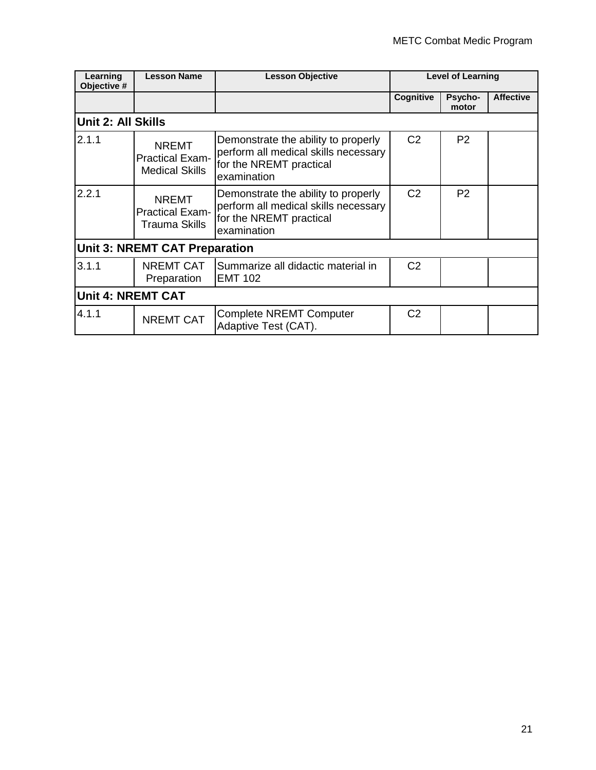| Learning Objective # | Lesson Name | Lesson Objective | Level of Learning | | |
|---|---|---|---|---|---|
| | | | Cognitive | Psycho-motor | Affective |
| **Unit 2: All Skills** | | | | | |
| 2.1.1 | NREMT Practical Exam- Medical Skills | Demonstrate the ability to properly perform all medical skills necessary for the NREMT practical examination | C2 | P2 | |
| 2.2.1 | NREMT Practical Exam- Trauma Skills | Demonstrate the ability to properly perform all medical skills necessary for the NREMT practical examination | C2 | P2 | |
| **Unit 3: NREMT CAT Preparation** | | | | | |
| 3.1.1 | NREMT CAT Preparation | Summarize all didactic material in EMT 102 | C2 | | |
| **Unit 4: NREMT CAT** | | | | | |
| 4.1.1 | NREMT CAT | Complete NREMT Computer Adaptive Test (CAT). | C2 | | |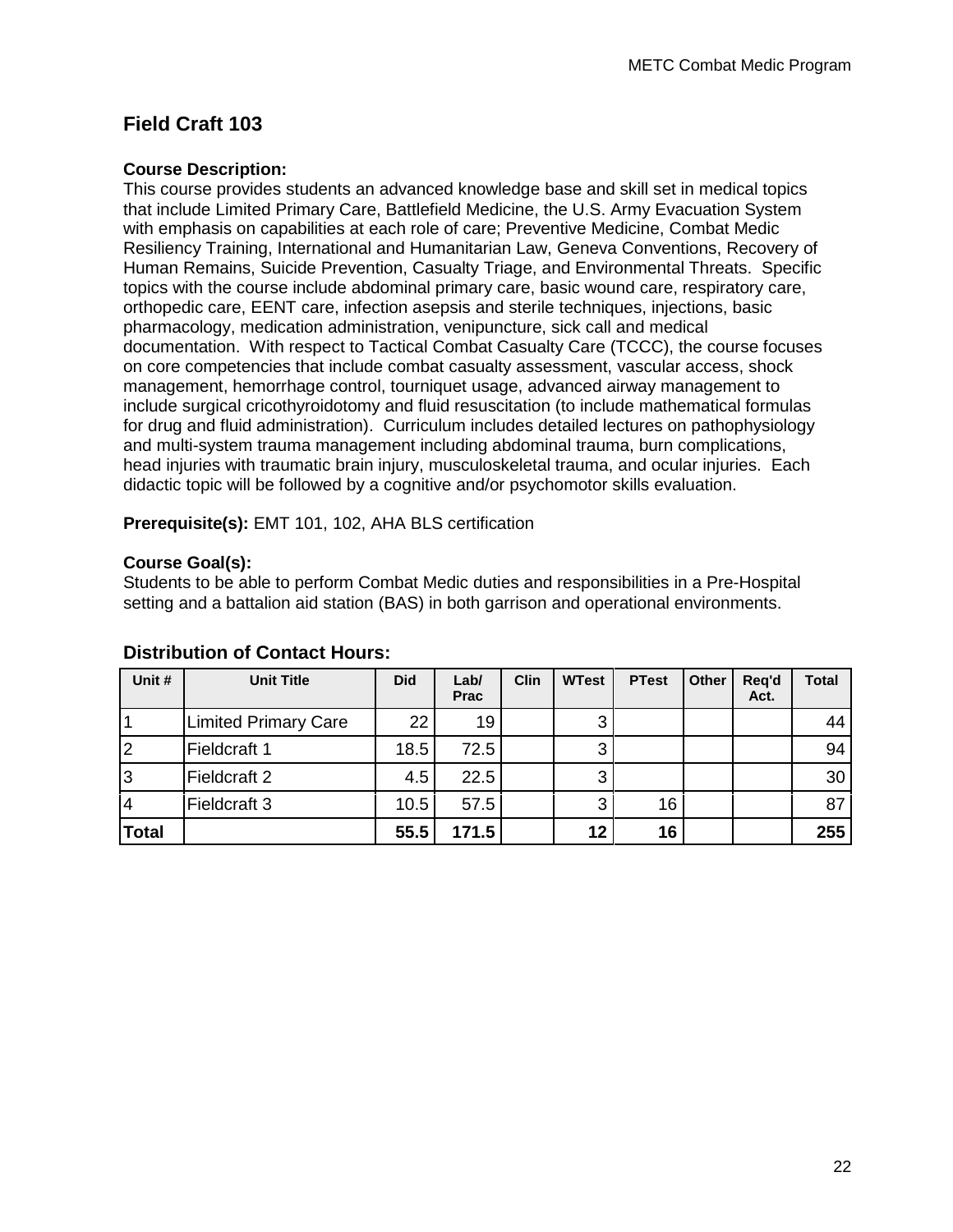## Field Craft 103

**Course Description:**
This course provides students an advanced knowledge base and skill set in medical topics that include Limited Primary Care, Battlefield Medicine, the U.S. Army Evacuation System with emphasis on capabilities at each role of care; Preventive Medicine, Combat Medic Resiliency Training, International and Humanitarian Law, Geneva Conventions, Recovery of Human Remains, Suicide Prevention, Casualty Triage, and Environmental Threats. Specific topics with the course include abdominal primary care, basic wound care, respiratory care, orthopedic care, EENT care, infection asepsis and sterile techniques, injections, basic pharmacology, medication administration, venipuncture, sick call and medical documentation. With respect to Tactical Combat Casualty Care (TCCC), the course focuses on core competencies that include combat casualty assessment, vascular access, shock management, hemorrhage control, tourniquet usage, advanced airway management to include surgical cricothyroidotomy and fluid resuscitation (to include mathematical formulas for drug and fluid administration). Curriculum includes detailed lectures on pathophysiology and multi-system trauma management including abdominal trauma, burn complications, head injuries with traumatic brain injury, musculoskeletal trauma, and ocular injuries. Each didactic topic will be followed by a cognitive and/or psychomotor skills evaluation.

**Prerequisite(s):** EMT 101, 102, AHA BLS certification

**Course Goal(s):**
Students to be able to perform Combat Medic duties and responsibilities in a Pre-Hospital setting and a battalion aid station (BAS) in both garrison and operational environments.

### Distribution of Contact Hours:

| Unit # | Unit Title | Did | Lab/ Prac | Clin | WTest | PTest | Other | Req'd Act. | Total |
|---|---|---|---|---|---|---|---|---|---|
| 1 | Limited Primary Care | 22 | 19 | | 3 | | | | 44 |
| 2 | Fieldcraft 1 | 18.5 | 72.5 | | 3 | | | | 94 |
| 3 | Fieldcraft 2 | 4.5 | 22.5 | | 3 | | | | 30 |
| 4 | Fieldcraft 3 | 10.5 | 57.5 | | 3 | 16 | | | 87 |
| **Total** | | **55.5** | **171.5** | | **12** | **16** | | | **255** |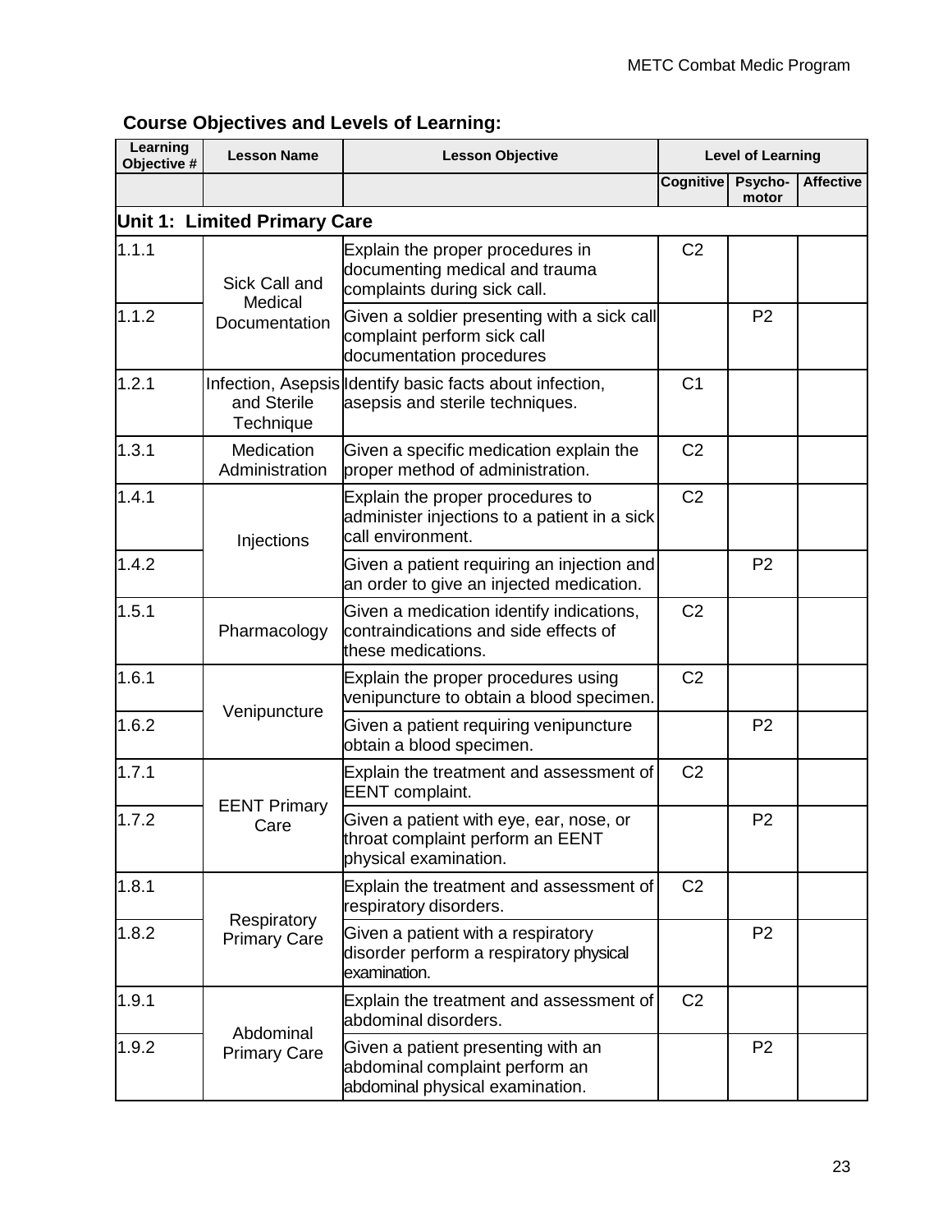## Course Objectives and Levels of Learning:

| Learning Objective # | Lesson Name | Lesson Objective | Level of Learning | | |
|---|---|---|---|---|---|
| | | | Cognitive | Psycho-motor | Affective |
| **Unit 1: Limited Primary Care** | | | | | |
| 1.1.1 | Sick Call and Medical Documentation | Explain the proper procedures in documenting medical and trauma complaints during sick call. | C2 | | |
| 1.1.2 | | Given a soldier presenting with a sick call complaint perform sick call documentation procedures | | P2 | |
| 1.2.1 | Infection, Asepsis and Sterile Technique | Identify basic facts about infection, asepsis and sterile techniques. | C1 | | |
| 1.3.1 | Medication Administration | Given a specific medication explain the proper method of administration. | C2 | | |
| 1.4.1 | Injections | Explain the proper procedures to administer injections to a patient in a sick call environment. | C2 | | |
| 1.4.2 | | Given a patient requiring an injection and an order to give an injected medication. | | P2 | |
| 1.5.1 | Pharmacology | Given a medication identify indications, contraindications and side effects of these medications. | C2 | | |
| 1.6.1 | Venipuncture | Explain the proper procedures using venipuncture to obtain a blood specimen. | C2 | | |
| 1.6.2 | | Given a patient requiring venipuncture obtain a blood specimen. | | P2 | |
| 1.7.1 | EENT Primary Care | Explain the treatment and assessment of EENT complaint. | C2 | | |
| 1.7.2 | | Given a patient with eye, ear, nose, or throat complaint perform an EENT physical examination. | | P2 | |
| 1.8.1 | Respiratory Primary Care | Explain the treatment and assessment of respiratory disorders. | C2 | | |
| 1.8.2 | | Given a patient with a respiratory disorder perform a respiratory physical examination. | | P2 | |
| 1.9.1 | Abdominal Primary Care | Explain the treatment and assessment of abdominal disorders. | C2 | | |
| 1.9.2 | | Given a patient presenting with an abdominal complaint perform an abdominal physical examination. | | P2 | |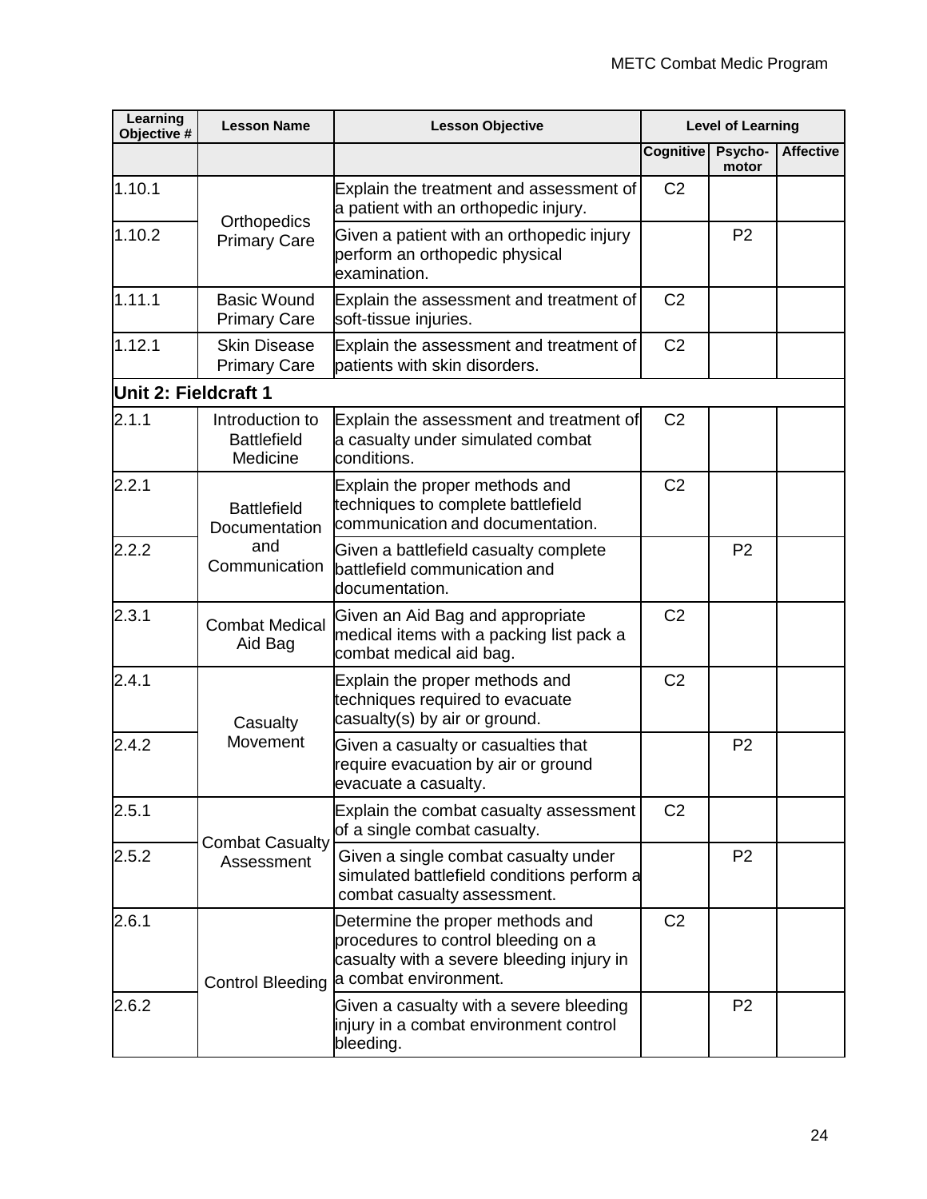| Learning Objective # | Lesson Name | Lesson Objective | Level of Learning | | |
|---|---|---|---|---|---|
| | | | Cognitive | Psycho-motor | Affective |
| 1.10.1 | Orthopedics Primary Care | Explain the treatment and assessment of a patient with an orthopedic injury. | C2 | | |
| 1.10.2 | | Given a patient with an orthopedic injury perform an orthopedic physical examination. | | P2 | |
| 1.11.1 | Basic Wound Primary Care | Explain the assessment and treatment of soft-tissue injuries. | C2 | | |
| 1.12.1 | Skin Disease Primary Care | Explain the assessment and treatment of patients with skin disorders. | C2 | | |
| **Unit 2: Fieldcraft 1** | | | | | |
| 2.1.1 | Introduction to Battlefield Medicine | Explain the assessment and treatment of a casualty under simulated combat conditions. | C2 | | |
| 2.2.1 | Battlefield Documentation and Communication | Explain the proper methods and techniques to complete battlefield communication and documentation. | C2 | | |
| 2.2.2 | | Given a battlefield casualty complete battlefield communication and documentation. | | P2 | |
| 2.3.1 | Combat Medical Aid Bag | Given an Aid Bag and appropriate medical items with a packing list pack a combat medical aid bag. | C2 | | |
| 2.4.1 | Casualty Movement | Explain the proper methods and techniques required to evacuate casualty(s) by air or ground. | C2 | | |
| 2.4.2 | | Given a casualty or casualties that require evacuation by air or ground evacuate a casualty. | | P2 | |
| 2.5.1 | Combat Casualty Assessment | Explain the combat casualty assessment of a single combat casualty. | C2 | | |
| 2.5.2 | | Given a single combat casualty under simulated battlefield conditions perform a combat casualty assessment. | | P2 | |
| 2.6.1 | Control Bleeding | Determine the proper methods and procedures to control bleeding on a casualty with a severe bleeding injury in a combat environment. | C2 | | |
| 2.6.2 | | Given a casualty with a severe bleeding injury in a combat environment control bleeding. | | P2 | |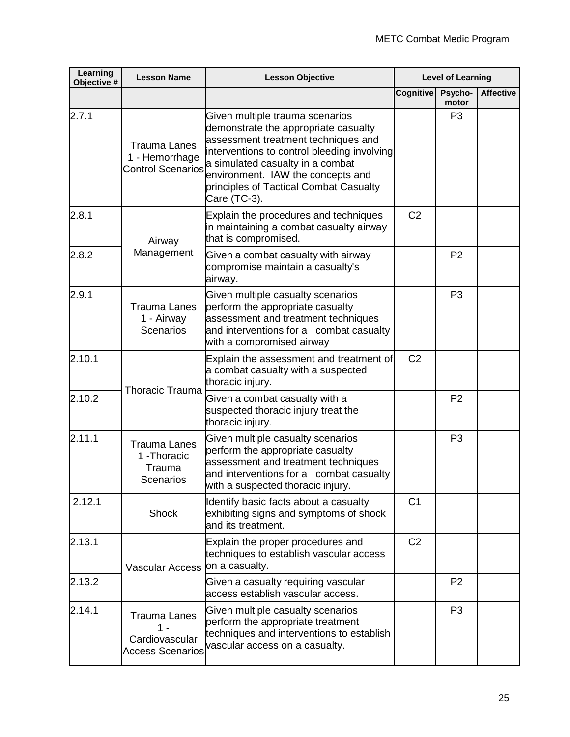| Learning Objective # | Lesson Name | Lesson Objective | Level of Learning | | |
|---|---|---|---|---|---|
| | | | Cognitive | Psycho-motor | Affective |
| 2.7.1 | Trauma Lanes 1 - Hemorrhage Control Scenarios | Given multiple trauma scenarios demonstrate the appropriate casualty assessment treatment techniques and interventions to control bleeding involving a simulated casualty in a combat environment. IAW the concepts and principles of Tactical Combat Casualty Care (TC-3). | | P3 | |
| 2.8.1 | Airway Management | Explain the procedures and techniques in maintaining a combat casualty airway that is compromised. | C2 | | |
| 2.8.2 | | Given a combat casualty with airway compromise maintain a casualty's airway. | | P2 | |
| 2.9.1 | Trauma Lanes 1 - Airway Scenarios | Given multiple casualty scenarios perform the appropriate casualty assessment and treatment techniques and interventions for a combat casualty with a compromised airway | | P3 | |
| 2.10.1 | Thoracic Trauma | Explain the assessment and treatment of a combat casualty with a suspected thoracic injury. | C2 | | |
| 2.10.2 | | Given a combat casualty with a suspected thoracic injury treat the thoracic injury. | | P2 | |
| 2.11.1 | Trauma Lanes 1 -Thoracic Trauma Scenarios | Given multiple casualty scenarios perform the appropriate casualty assessment and treatment techniques and interventions for a combat casualty with a suspected thoracic injury. | | P3 | |
| 2.12.1 | Shock | Identify basic facts about a casualty exhibiting signs and symptoms of shock and its treatment. | C1 | | |
| 2.13.1 | Vascular Access | Explain the proper procedures and techniques to establish vascular access on a casualty. | C2 | | |
| 2.13.2 | | Given a casualty requiring vascular access establish vascular access. | | P2 | |
| 2.14.1 | Trauma Lanes 1 - Cardiovascular Access Scenarios | Given multiple casualty scenarios perform the appropriate treatment techniques and interventions to establish vascular access on a casualty. | | P3 | |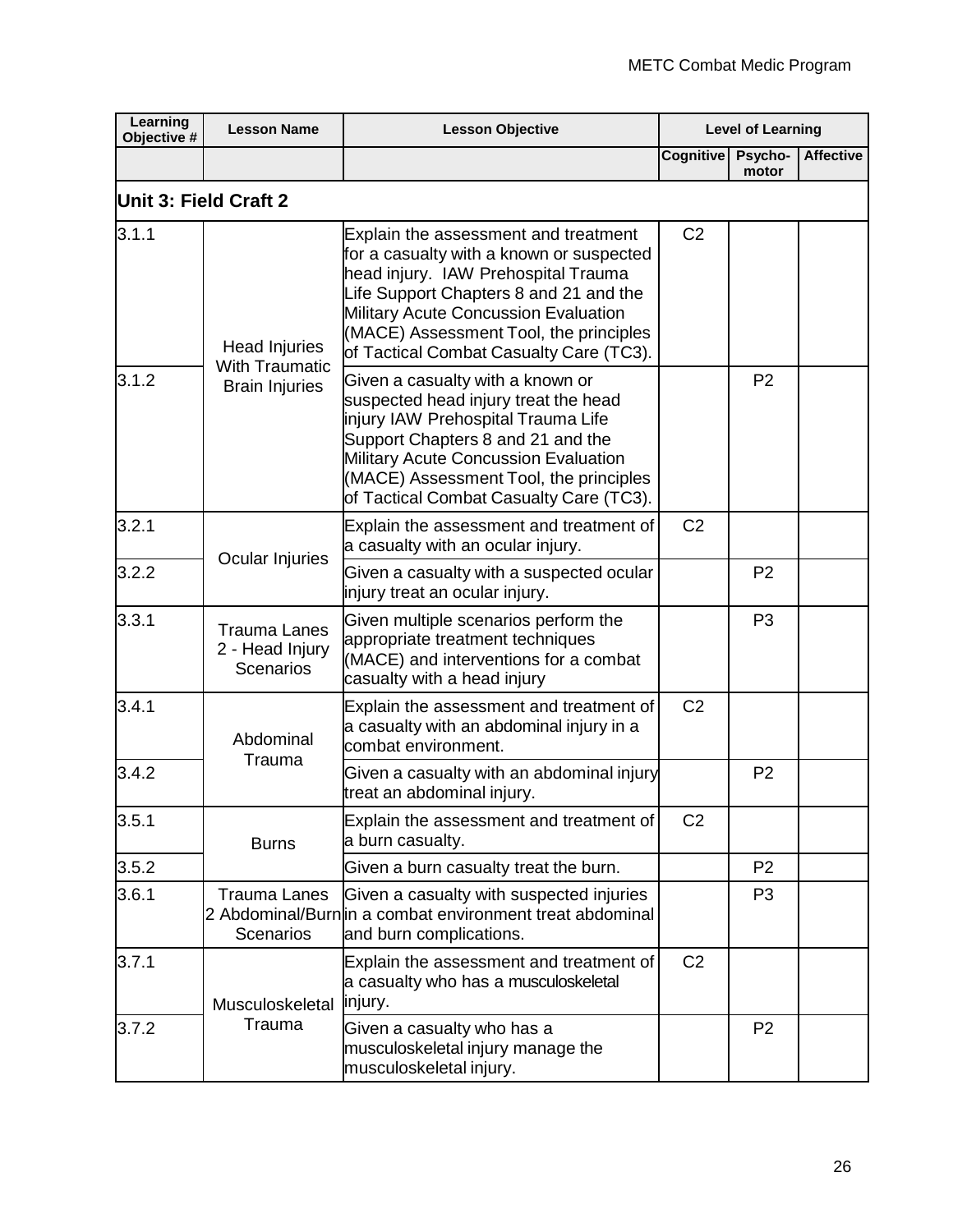| Learning Objective # | Lesson Name | Lesson Objective | Level of Learning | | |
|---|---|---|---|---|---|
| | | | Cognitive | Psycho-motor | Affective |
| **Unit 3: Field Craft 2** | | | | | |
| 3.1.1 | Head Injuries With Traumatic Brain Injuries | Explain the assessment and treatment for a casualty with a known or suspected head injury. IAW Prehospital Trauma Life Support Chapters 8 and 21 and the Military Acute Concussion Evaluation (MACE) Assessment Tool, the principles of Tactical Combat Casualty Care (TC3). | C2 | | |
| 3.1.2 | | Given a casualty with a known or suspected head injury treat the head injury IAW Prehospital Trauma Life Support Chapters 8 and 21 and the Military Acute Concussion Evaluation (MACE) Assessment Tool, the principles of Tactical Combat Casualty Care (TC3). | | P2 | |
| 3.2.1 | Ocular Injuries | Explain the assessment and treatment of a casualty with an ocular injury. | C2 | | |
| 3.2.2 | | Given a casualty with a suspected ocular injury treat an ocular injury. | | P2 | |
| 3.3.1 | Trauma Lanes 2 - Head Injury Scenarios | Given multiple scenarios perform the appropriate treatment techniques (MACE) and interventions for a combat casualty with a head injury | | P3 | |
| 3.4.1 | Abdominal Trauma | Explain the assessment and treatment of a casualty with an abdominal injury in a combat environment. | C2 | | |
| 3.4.2 | | Given a casualty with an abdominal injury treat an abdominal injury. | | P2 | |
| 3.5.1 | Burns | Explain the assessment and treatment of a burn casualty. | C2 | | |
| 3.5.2 | | Given a burn casualty treat the burn. | | P2 | |
| 3.6.1 | Trauma Lanes 2 Abdominal/Burn Scenarios | Given a casualty with suspected injuries in a combat environment treat abdominal and burn complications. | | P3 | |
| 3.7.1 | Musculoskeletal Trauma | Explain the assessment and treatment of a casualty who has a musculoskeletal injury. | C2 | | |
| 3.7.2 | | Given a casualty who has a musculoskeletal injury manage the musculoskeletal injury. | | P2 | |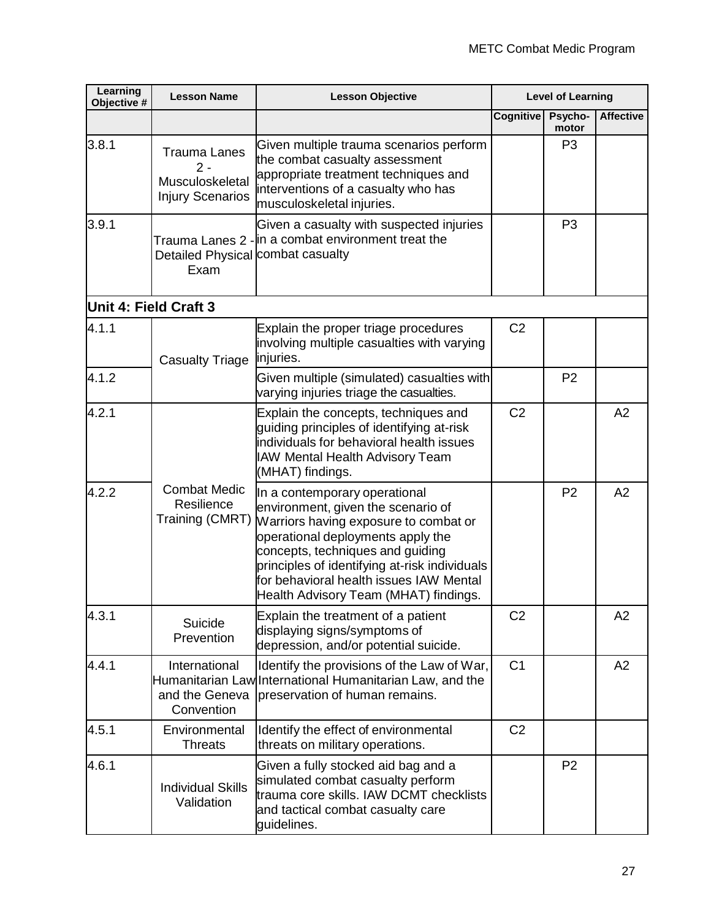| Learning Objective # | Lesson Name | Lesson Objective | Level of Learning | | |
|---|---|---|---|---|---|
| | | | Cognitive | Psycho-motor | Affective |
| 3.8.1 | Trauma Lanes 2 - Musculoskeletal Injury Scenarios | Given multiple trauma scenarios perform the combat casualty assessment appropriate treatment techniques and interventions of a casualty who has musculoskeletal injuries. | | P3 | |
| 3.9.1 | Trauma Lanes 2 - Detailed Physical Exam | Given a casualty with suspected injuries in a combat environment treat the combat casualty | | P3 | |
| **Unit 4: Field Craft 3** | | | | | |
| 4.1.1 | Casualty Triage | Explain the proper triage procedures involving multiple casualties with varying injuries. | C2 | | |
| 4.1.2 | | Given multiple (simulated) casualties with varying injuries triage the casualties. | | P2 | |
| 4.2.1 | Combat Medic Resilience Training (CMRT) | Explain the concepts, techniques and guiding principles of identifying at-risk individuals for behavioral health issues IAW Mental Health Advisory Team (MHAT) findings. | C2 | | A2 |
| 4.2.2 | | In a contemporary operational environment, given the scenario of Warriors having exposure to combat or operational deployments apply the concepts, techniques and guiding principles of identifying at-risk individuals for behavioral health issues IAW Mental Health Advisory Team (MHAT) findings. | | P2 | A2 |
| 4.3.1 | Suicide Prevention | Explain the treatment of a patient displaying signs/symptoms of depression, and/or potential suicide. | C2 | | A2 |
| 4.4.1 | International Humanitarian Law and the Geneva Convention | Identify the provisions of the Law of War, International Humanitarian Law, and the preservation of human remains. | C1 | | A2 |
| 4.5.1 | Environmental Threats | Identify the effect of environmental threats on military operations. | C2 | | |
| 4.6.1 | Individual Skills Validation | Given a fully stocked aid bag and a simulated combat casualty perform trauma core skills. IAW DCMT checklists and tactical combat casualty care guidelines. | | P2 | |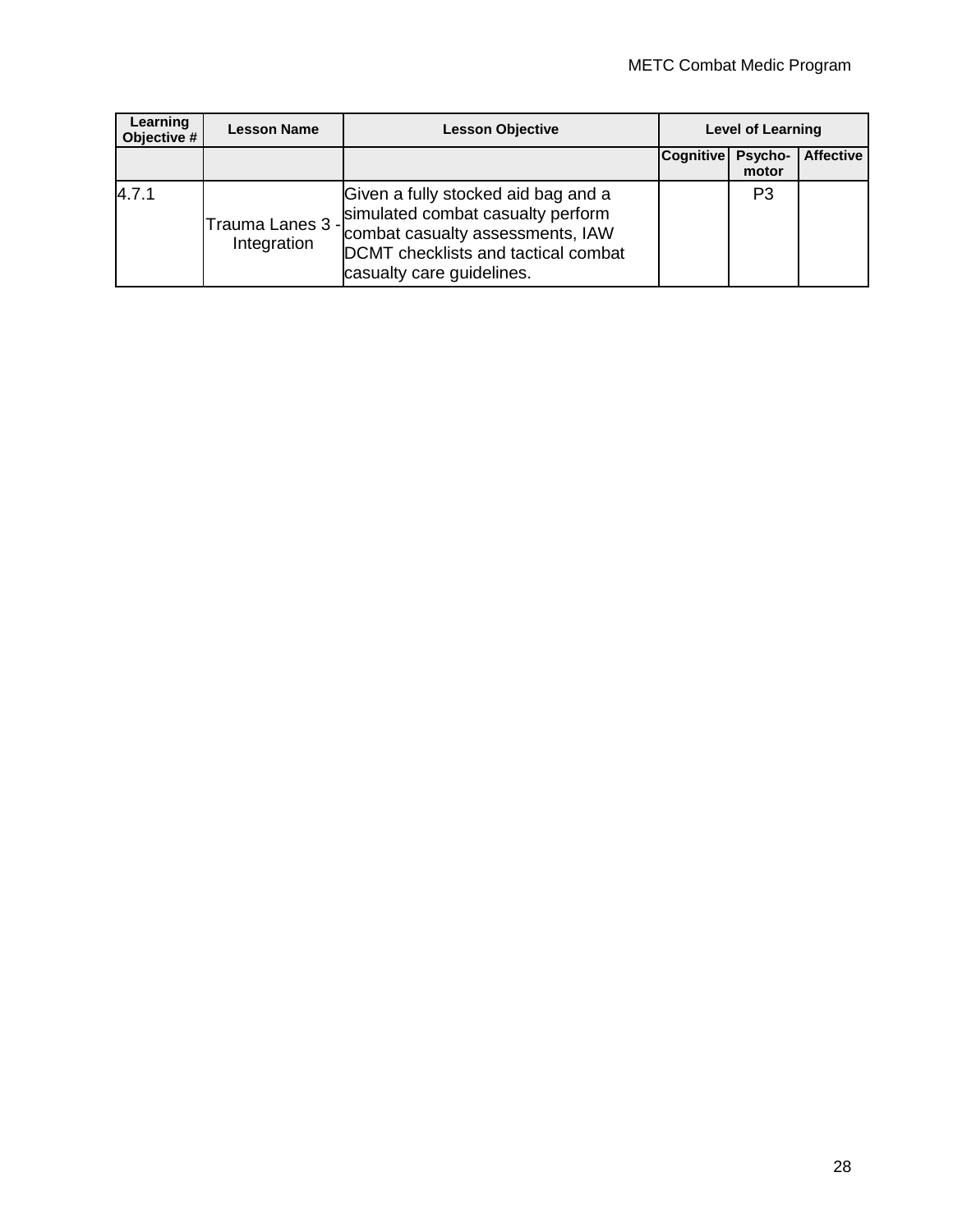| Learning Objective # | Lesson Name | Lesson Objective | Level of Learning | | |
|---|---|---|---|---|---|
| | | | Cognitive | Psycho-motor | Affective |
| 4.7.1 | Trauma Lanes 3 - Integration | Given a fully stocked aid bag and a simulated combat casualty perform combat casualty assessments, IAW DCMT checklists and tactical combat casualty care guidelines. | | P3 | |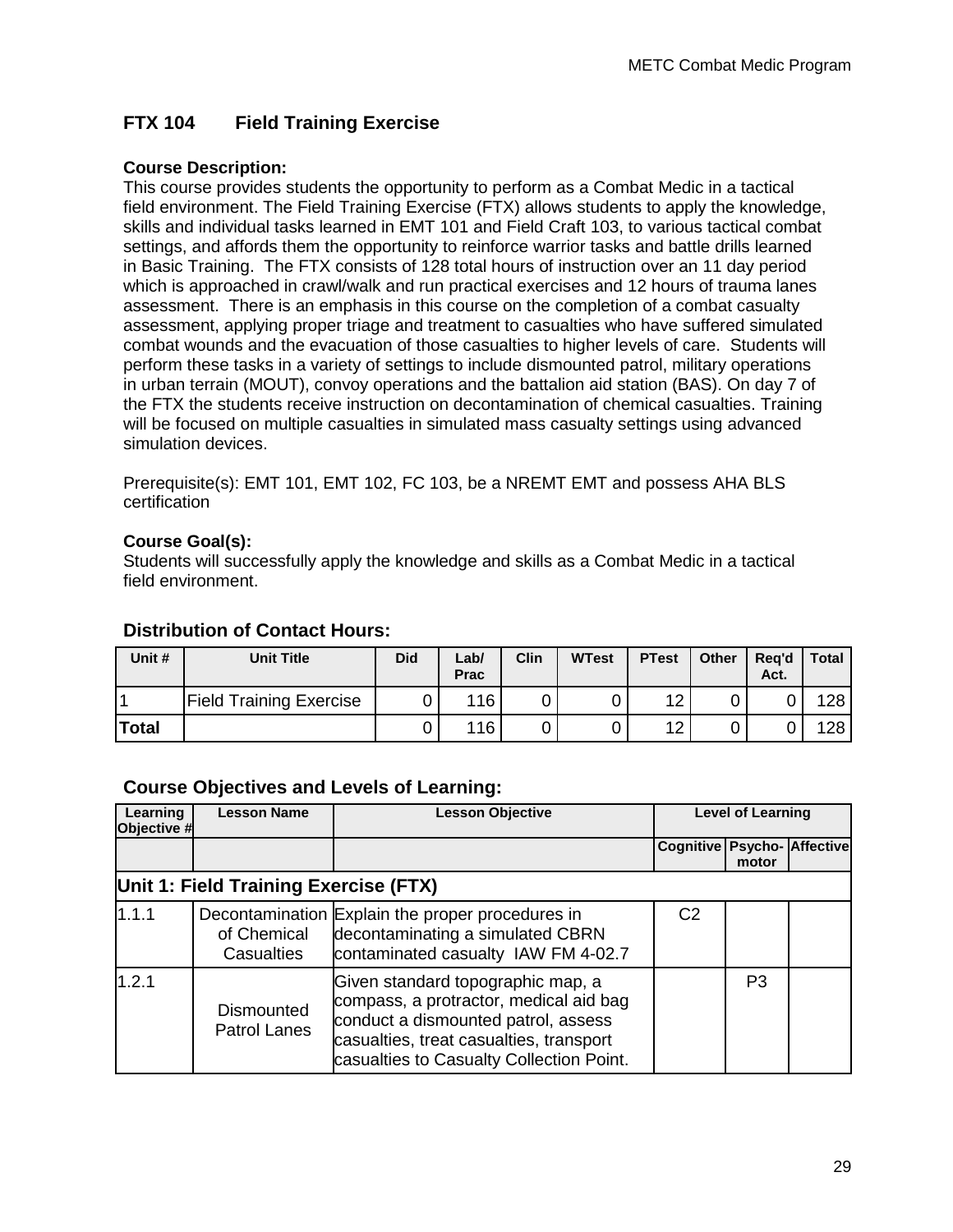## FTX 104 Field Training Exercise

**Course Description:**
This course provides students the opportunity to perform as a Combat Medic in a tactical field environment. The Field Training Exercise (FTX) allows students to apply the knowledge, skills and individual tasks learned in EMT 101 and Field Craft 103, to various tactical combat settings, and affords them the opportunity to reinforce warrior tasks and battle drills learned in Basic Training. The FTX consists of 128 total hours of instruction over an 11 day period which is approached in crawl/walk and run practical exercises and 12 hours of trauma lanes assessment. There is an emphasis in this course on the completion of a combat casualty assessment, applying proper triage and treatment to casualties who have suffered simulated combat wounds and the evacuation of those casualties to higher levels of care. Students will perform these tasks in a variety of settings to include dismounted patrol, military operations in urban terrain (MOUT), convoy operations and the battalion aid station (BAS). On day 7 of the FTX the students receive instruction on decontamination of chemical casualties. Training will be focused on multiple casualties in simulated mass casualty settings using advanced simulation devices.

Prerequisite(s): EMT 101, EMT 102, FC 103, be a NREMT EMT and possess AHA BLS certification

**Course Goal(s):**
Students will successfully apply the knowledge and skills as a Combat Medic in a tactical field environment.

### Distribution of Contact Hours:

| Unit # | Unit Title | Did | Lab/ Prac | Clin | WTest | PTest | Other | Req'd Act. | Total |
|---|---|---|---|---|---|---|---|---|---|
| 1 | Field Training Exercise | 0 | 116 | 0 | 0 | 12 | 0 | 0 | 128 |
| **Total** | | 0 | 116 | 0 | 0 | 12 | 0 | 0 | 128 |

### Course Objectives and Levels of Learning:

| Learning Objective # | Lesson Name | Lesson Objective | Level of Learning | | |
|---|---|---|---|---|---|
| | | | Cognitive | Psycho-motor | Affective |
| **Unit 1: Field Training Exercise (FTX)** | | | | | |
| 1.1.1 | Decontamination of Chemical Casualties | Explain the proper procedures in decontaminating a simulated CBRN contaminated casualty IAW FM 4-02.7 | C2 | | |
| 1.2.1 | Dismounted Patrol Lanes | Given standard topographic map, a compass, a protractor, medical aid bag conduct a dismounted patrol, assess casualties, treat casualties, transport casualties to Casualty Collection Point. | | P3 | |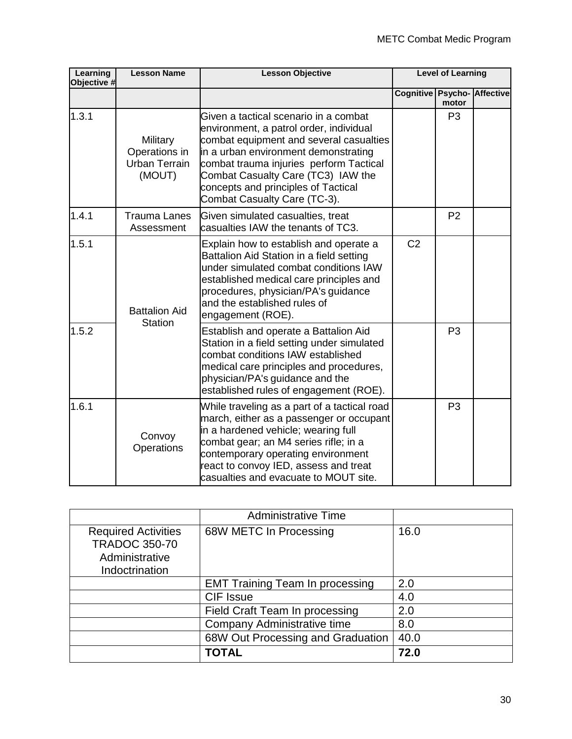| Learning Objective # | Lesson Name | Lesson Objective | Level of Learning | | |
|---|---|---|---|---|---|
| | | | Cognitive | Psycho-motor | Affective |
| 1.3.1 | Military Operations in Urban Terrain (MOUT) | Given a tactical scenario in a combat environment, a patrol order, individual combat equipment and several casualties in a urban environment demonstrating combat trauma injuries perform Tactical Combat Casualty Care (TC3) IAW the concepts and principles of Tactical Combat Casualty Care (TC-3). | | P3 | |
| 1.4.1 | Trauma Lanes Assessment | Given simulated casualties, treat casualties IAW the tenants of TC3. | | P2 | |
| 1.5.1 | Battalion Aid Station | Explain how to establish and operate a Battalion Aid Station in a field setting under simulated combat conditions IAW established medical care principles and procedures, physician/PA's guidance and the established rules of engagement (ROE). | C2 | | |
| 1.5.2 | | Establish and operate a Battalion Aid Station in a field setting under simulated combat conditions IAW established medical care principles and procedures, physician/PA's guidance and the established rules of engagement (ROE). | | P3 | |
| 1.6.1 | Convoy Operations | While traveling as a part of a tactical road march, either as a passenger or occupant in a hardened vehicle; wearing full combat gear; an M4 series rifle; in a contemporary operating environment react to convoy IED, assess and treat casualties and evacuate to MOUT site. | | P3 | |

| | Administrative Time | |
|---|---|---|
| Required Activities TRADOC 350-70 Administrative Indoctrination | 68W METC In Processing | 16.0 |
| | EMT Training Team In processing | 2.0 |
| | CIF Issue | 4.0 |
| | Field Craft Team In processing | 2.0 |
| | Company Administrative time | 8.0 |
| | 68W Out Processing and Graduation | 40.0 |
| | **TOTAL** | **72.0** |